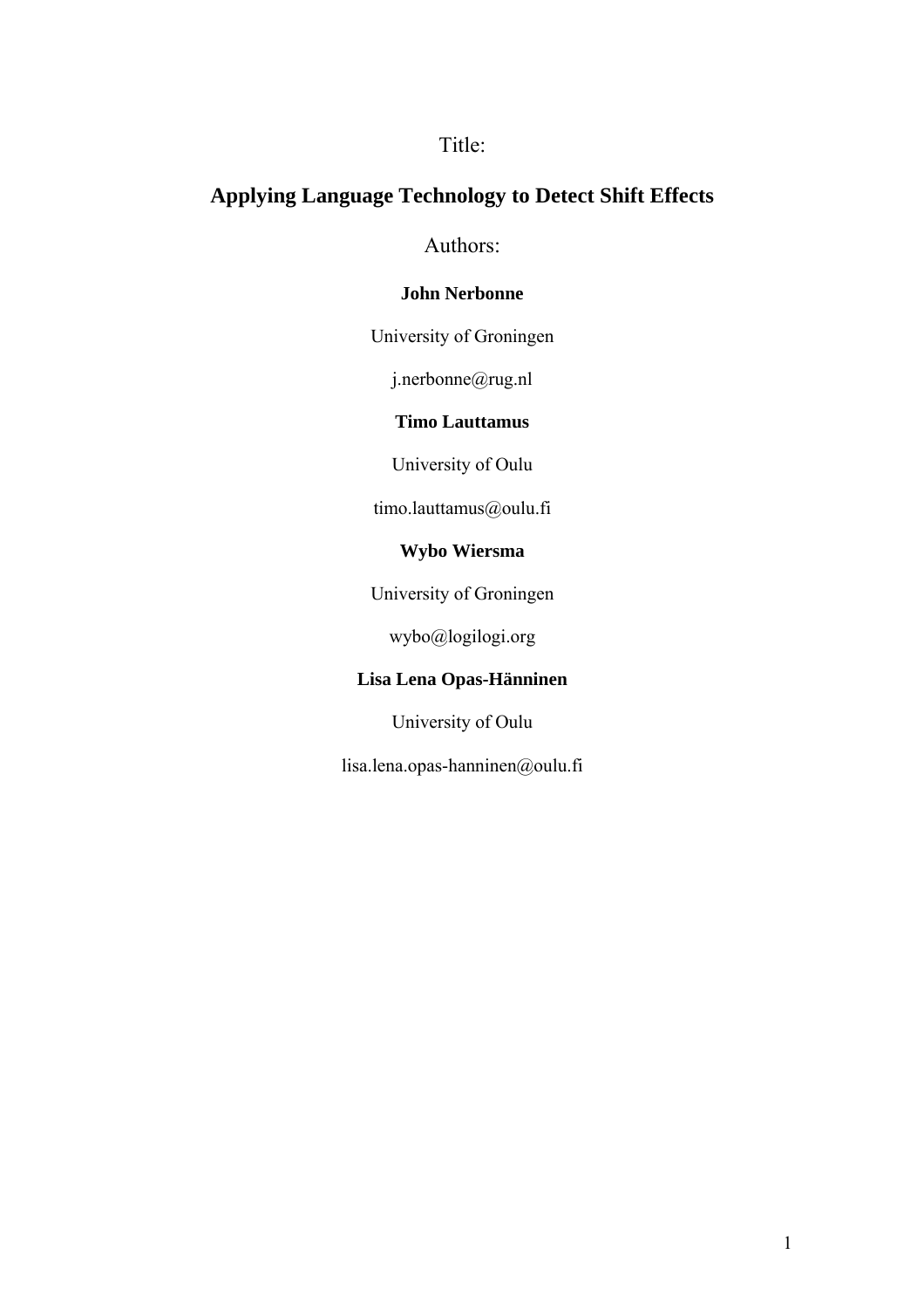Title:

# Applying Language Technology to Detect Shift Effects

Authors:

**John Nerbonne**

University of Groningen

j.nerbonne@rug.nl

**Timo Lauttamus**

University of Oulu

timo.lauttamus@oulu.fi

**Wybo Wiersma**

University of Groningen

wybo@logilogi.org

**Lisa Lena Opas-Hänninen**

University of Oulu

lisa.lena.opas-hanninen@oulu.fi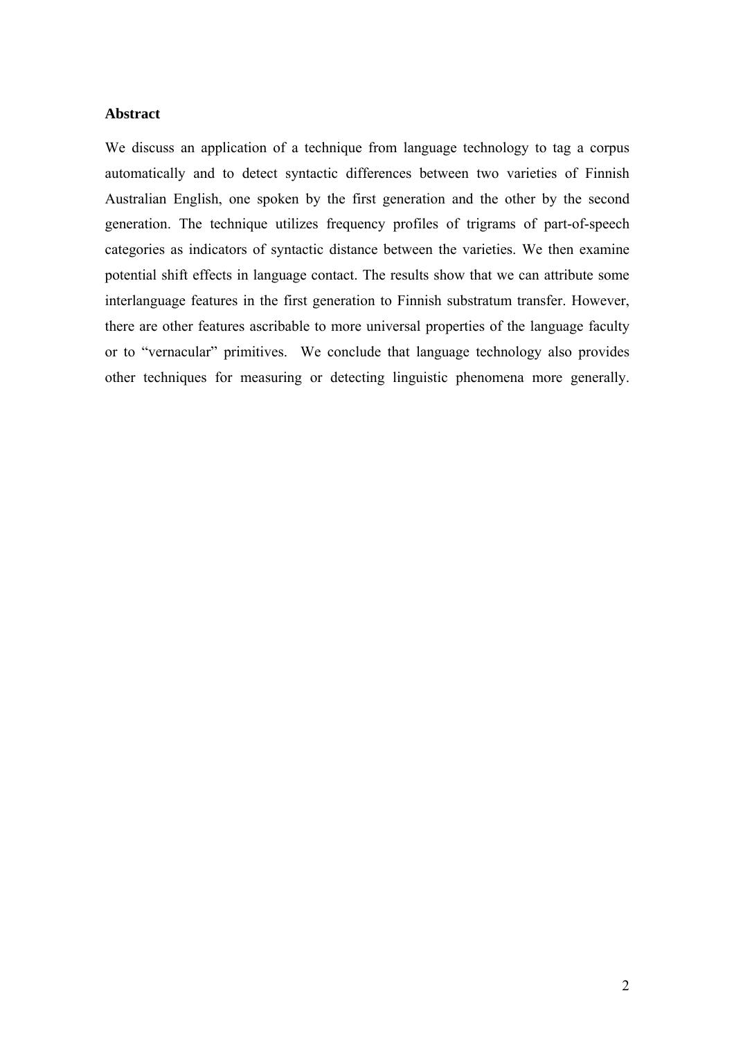**Abstract**

We discuss an application of a technique from language technology to tag a corpus automatically and to detect syntactic differences between two varieties of Finnish Australian English, one spoken by the first generation and the other by the second generation. The technique utilizes frequency profiles of trigrams of part-of-speech categories as indicators of syntactic distance between the varieties. We then examine potential shift effects in language contact. The results show that we can attribute some interlanguage features in the first generation to Finnish substratum transfer. However, there are other features ascribable to more universal properties of the language faculty or to "vernacular" primitives. We conclude that language technology also provides other techniques for measuring or detecting linguistic phenomena more generally.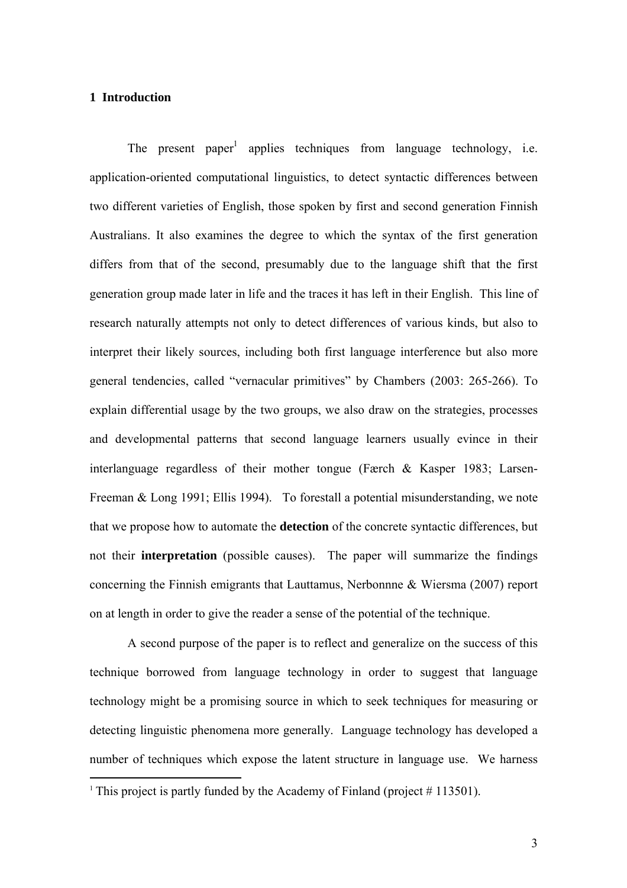## 1 Introduction

The present paper[1] applies techniques from language technology, i.e. application-oriented computational linguistics, to detect syntactic differences between two different varieties of English, those spoken by first and second generation Finnish Australians. It also examines the degree to which the syntax of the first generation differs from that of the second, presumably due to the language shift that the first generation group made later in life and the traces it has left in their English. This line of research naturally attempts not only to detect differences of various kinds, but also to interpret their likely sources, including both first language interference but also more general tendencies, called "vernacular primitives" by Chambers (2003: 265-266). To explain differential usage by the two groups, we also draw on the strategies, processes and developmental patterns that second language learners usually evince in their interlanguage regardless of their mother tongue (Færch & Kasper 1983; Larsen-Freeman & Long 1991; Ellis 1994). To forestall a potential misunderstanding, we note that we propose how to automate the **detection** of the concrete syntactic differences, but not their **interpretation** (possible causes). The paper will summarize the findings concerning the Finnish emigrants that Lauttamus, Nerbonnne & Wiersma (2007) report on at length in order to give the reader a sense of the potential of the technique.

A second purpose of the paper is to reflect and generalize on the success of this technique borrowed from language technology in order to suggest that language technology might be a promising source in which to seek techniques for measuring or detecting linguistic phenomena more generally. Language technology has developed a number of techniques which expose the latent structure in language use. We harness

[1] This project is partly funded by the Academy of Finland (project # 113501).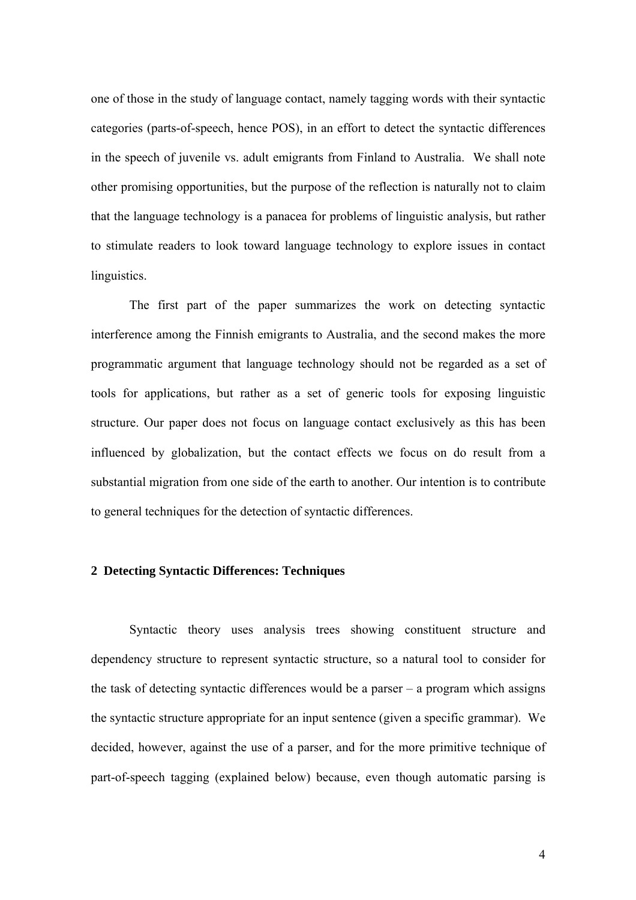one of those in the study of language contact, namely tagging words with their syntactic categories (parts-of-speech, hence POS), in an effort to detect the syntactic differences in the speech of juvenile vs. adult emigrants from Finland to Australia. We shall note other promising opportunities, but the purpose of the reflection is naturally not to claim that the language technology is a panacea for problems of linguistic analysis, but rather to stimulate readers to look toward language technology to explore issues in contact linguistics.

The first part of the paper summarizes the work on detecting syntactic interference among the Finnish emigrants to Australia, and the second makes the more programmatic argument that language technology should not be regarded as a set of tools for applications, but rather as a set of generic tools for exposing linguistic structure. Our paper does not focus on language contact exclusively as this has been influenced by globalization, but the contact effects we focus on do result from a substantial migration from one side of the earth to another. Our intention is to contribute to general techniques for the detection of syntactic differences.

## 2 Detecting Syntactic Differences: Techniques

Syntactic theory uses analysis trees showing constituent structure and dependency structure to represent syntactic structure, so a natural tool to consider for the task of detecting syntactic differences would be a parser – a program which assigns the syntactic structure appropriate for an input sentence (given a specific grammar). We decided, however, against the use of a parser, and for the more primitive technique of part-of-speech tagging (explained below) because, even though automatic parsing is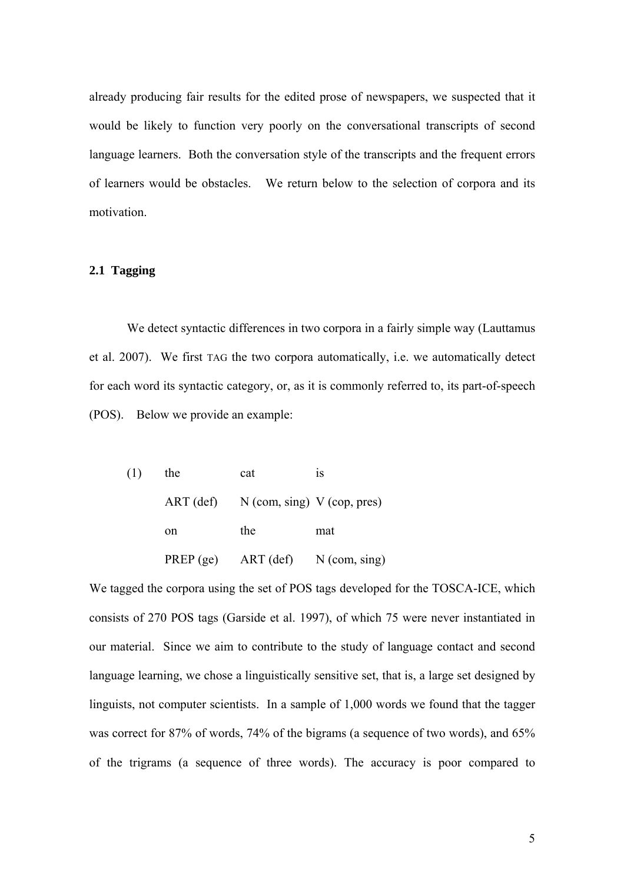already producing fair results for the edited prose of newspapers, we suspected that it would be likely to function very poorly on the conversational transcripts of second language learners. Both the conversation style of the transcripts and the frequent errors of learners would be obstacles. We return below to the selection of corpora and its motivation.

### 2.1 Tagging

We detect syntactic differences in two corpora in a fairly simple way (Lauttamus et al. 2007). We first TAG the two corpora automatically, i.e. we automatically detect for each word its syntactic category, or, as it is commonly referred to, its part-of-speech (POS). Below we provide an example:

| (1) | the | cat | is |
|---|---|---|---|
| | ART (def) | N (com, sing) | V (cop, pres) |
| | on | the | mat |
| | PREP (ge) | ART (def) | N (com, sing) |

We tagged the corpora using the set of POS tags developed for the TOSCA-ICE, which consists of 270 POS tags (Garside et al. 1997), of which 75 were never instantiated in our material. Since we aim to contribute to the study of language contact and second language learning, we chose a linguistically sensitive set, that is, a large set designed by linguists, not computer scientists. In a sample of 1,000 words we found that the tagger was correct for 87% of words, 74% of the bigrams (a sequence of two words), and 65% of the trigrams (a sequence of three words). The accuracy is poor compared to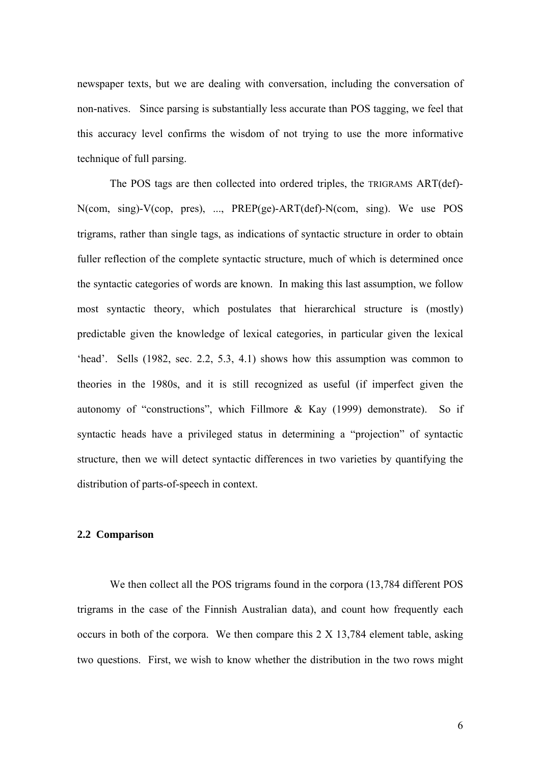newspaper texts, but we are dealing with conversation, including the conversation of non-natives. Since parsing is substantially less accurate than POS tagging, we feel that this accuracy level confirms the wisdom of not trying to use the more informative technique of full parsing.

The POS tags are then collected into ordered triples, the TRIGRAMS ART(def)-N(com, sing)-V(cop, pres), ..., PREP(ge)-ART(def)-N(com, sing). We use POS trigrams, rather than single tags, as indications of syntactic structure in order to obtain fuller reflection of the complete syntactic structure, much of which is determined once the syntactic categories of words are known. In making this last assumption, we follow most syntactic theory, which postulates that hierarchical structure is (mostly) predictable given the knowledge of lexical categories, in particular given the lexical 'head'. Sells (1982, sec. 2.2, 5.3, 4.1) shows how this assumption was common to theories in the 1980s, and it is still recognized as useful (if imperfect given the autonomy of "constructions", which Fillmore & Kay (1999) demonstrate). So if syntactic heads have a privileged status in determining a "projection" of syntactic structure, then we will detect syntactic differences in two varieties by quantifying the distribution of parts-of-speech in context.

### 2.2 Comparison

We then collect all the POS trigrams found in the corpora (13,784 different POS trigrams in the case of the Finnish Australian data), and count how frequently each occurs in both of the corpora. We then compare this 2 X 13,784 element table, asking two questions. First, we wish to know whether the distribution in the two rows might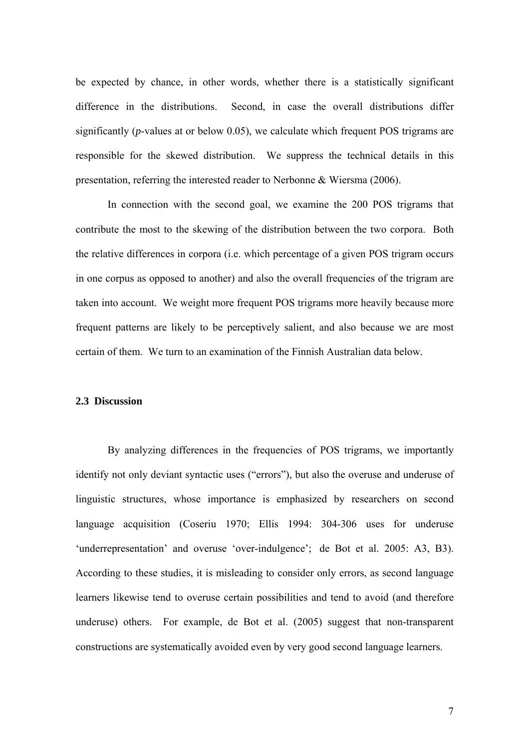be expected by chance, in other words, whether there is a statistically significant difference in the distributions. Second, in case the overall distributions differ significantly (*p*-values at or below 0.05), we calculate which frequent POS trigrams are responsible for the skewed distribution. We suppress the technical details in this presentation, referring the interested reader to Nerbonne & Wiersma (2006).

In connection with the second goal, we examine the 200 POS trigrams that contribute the most to the skewing of the distribution between the two corpora. Both the relative differences in corpora (i.e. which percentage of a given POS trigram occurs in one corpus as opposed to another) and also the overall frequencies of the trigram are taken into account. We weight more frequent POS trigrams more heavily because more frequent patterns are likely to be perceptively salient, and also because we are most certain of them. We turn to an examination of the Finnish Australian data below.

### 2.3 Discussion

By analyzing differences in the frequencies of POS trigrams, we importantly identify not only deviant syntactic uses ("errors"), but also the overuse and underuse of linguistic structures, whose importance is emphasized by researchers on second language acquisition (Coseriu 1970; Ellis 1994: 304-306 uses for underuse 'underrepresentation' and overuse 'over-indulgence'; de Bot et al. 2005: A3, B3). According to these studies, it is misleading to consider only errors, as second language learners likewise tend to overuse certain possibilities and tend to avoid (and therefore underuse) others. For example, de Bot et al. (2005) suggest that non-transparent constructions are systematically avoided even by very good second language learners.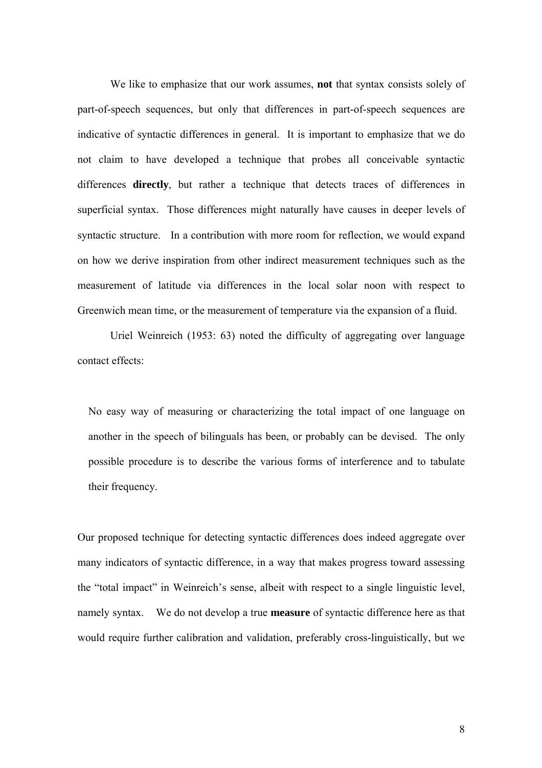We like to emphasize that our work assumes, **not** that syntax consists solely of part-of-speech sequences, but only that differences in part-of-speech sequences are indicative of syntactic differences in general. It is important to emphasize that we do not claim to have developed a technique that probes all conceivable syntactic differences **directly**, but rather a technique that detects traces of differences in superficial syntax. Those differences might naturally have causes in deeper levels of syntactic structure. In a contribution with more room for reflection, we would expand on how we derive inspiration from other indirect measurement techniques such as the measurement of latitude via differences in the local solar noon with respect to Greenwich mean time, or the measurement of temperature via the expansion of a fluid.

Uriel Weinreich (1953: 63) noted the difficulty of aggregating over language contact effects:

> No easy way of measuring or characterizing the total impact of one language on another in the speech of bilinguals has been, or probably can be devised. The only possible procedure is to describe the various forms of interference and to tabulate their frequency.

Our proposed technique for detecting syntactic differences does indeed aggregate over many indicators of syntactic difference, in a way that makes progress toward assessing the "total impact" in Weinreich's sense, albeit with respect to a single linguistic level, namely syntax. We do not develop a true **measure** of syntactic difference here as that would require further calibration and validation, preferably cross-linguistically, but we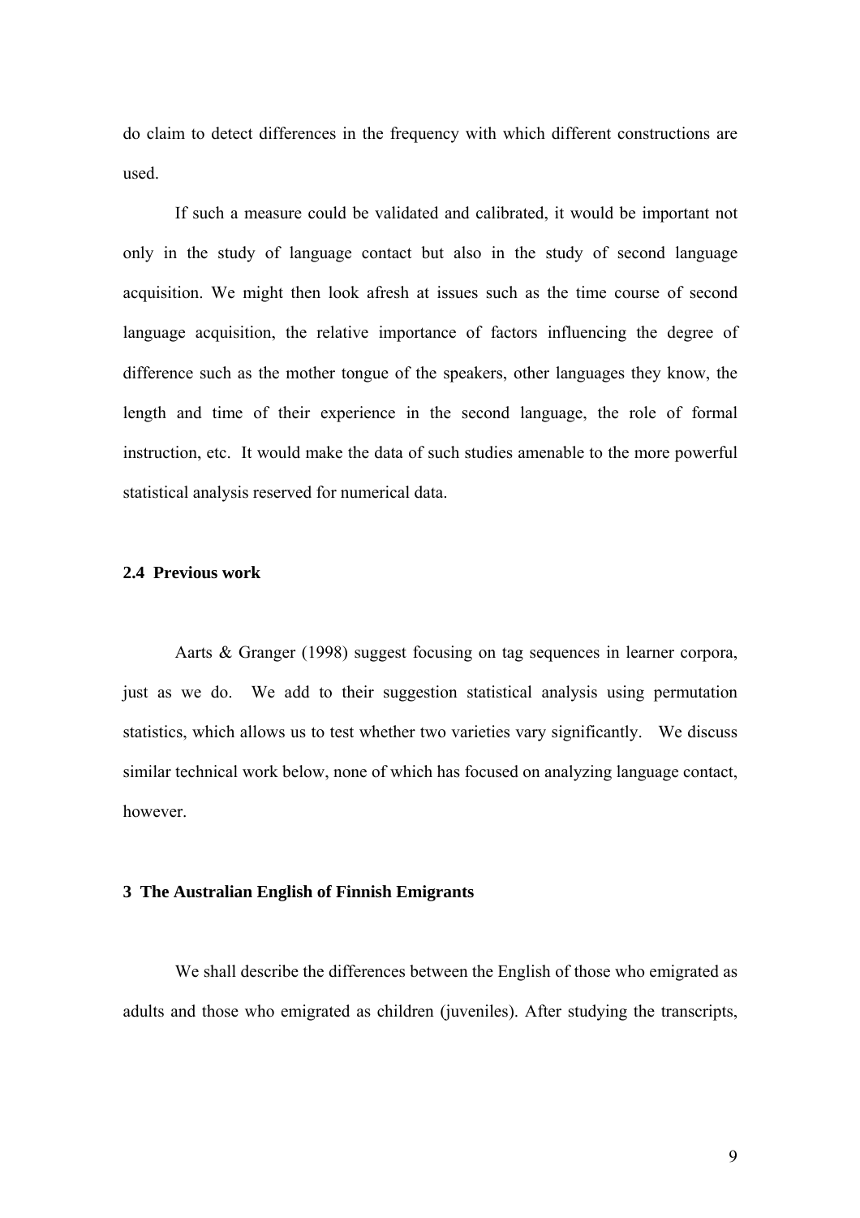do claim to detect differences in the frequency with which different constructions are used.

If such a measure could be validated and calibrated, it would be important not only in the study of language contact but also in the study of second language acquisition. We might then look afresh at issues such as the time course of second language acquisition, the relative importance of factors influencing the degree of difference such as the mother tongue of the speakers, other languages they know, the length and time of their experience in the second language, the role of formal instruction, etc. It would make the data of such studies amenable to the more powerful statistical analysis reserved for numerical data.

### 2.4 Previous work

Aarts & Granger (1998) suggest focusing on tag sequences in learner corpora, just as we do. We add to their suggestion statistical analysis using permutation statistics, which allows us to test whether two varieties vary significantly. We discuss similar technical work below, none of which has focused on analyzing language contact, however.

## 3 The Australian English of Finnish Emigrants

We shall describe the differences between the English of those who emigrated as adults and those who emigrated as children (juveniles). After studying the transcripts,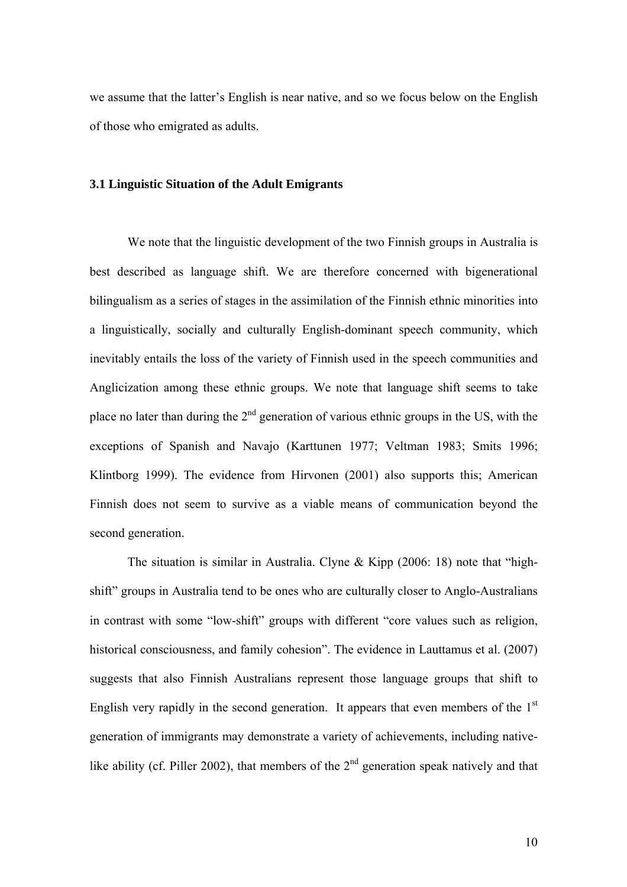we assume that the latter's English is near native, and so we focus below on the English of those who emigrated as adults.

### 3.1 Linguistic Situation of the Adult Emigrants

We note that the linguistic development of the two Finnish groups in Australia is best described as language shift. We are therefore concerned with bigenerational bilingualism as a series of stages in the assimilation of the Finnish ethnic minorities into a linguistically, socially and culturally English-dominant speech community, which inevitably entails the loss of the variety of Finnish used in the speech communities and Anglicization among these ethnic groups. We note that language shift seems to take place no later than during the 2nd generation of various ethnic groups in the US, with the exceptions of Spanish and Navajo (Karttunen 1977; Veltman 1983; Smits 1996; Klintborg 1999). The evidence from Hirvonen (2001) also supports this; American Finnish does not seem to survive as a viable means of communication beyond the second generation.

The situation is similar in Australia. Clyne & Kipp (2006: 18) note that "high-shift" groups in Australia tend to be ones who are culturally closer to Anglo-Australians in contrast with some "low-shift" groups with different "core values such as religion, historical consciousness, and family cohesion". The evidence in Lauttamus et al. (2007) suggests that also Finnish Australians represent those language groups that shift to English very rapidly in the second generation. It appears that even members of the 1st generation of immigrants may demonstrate a variety of achievements, including native-like ability (cf. Piller 2002), that members of the 2nd generation speak natively and that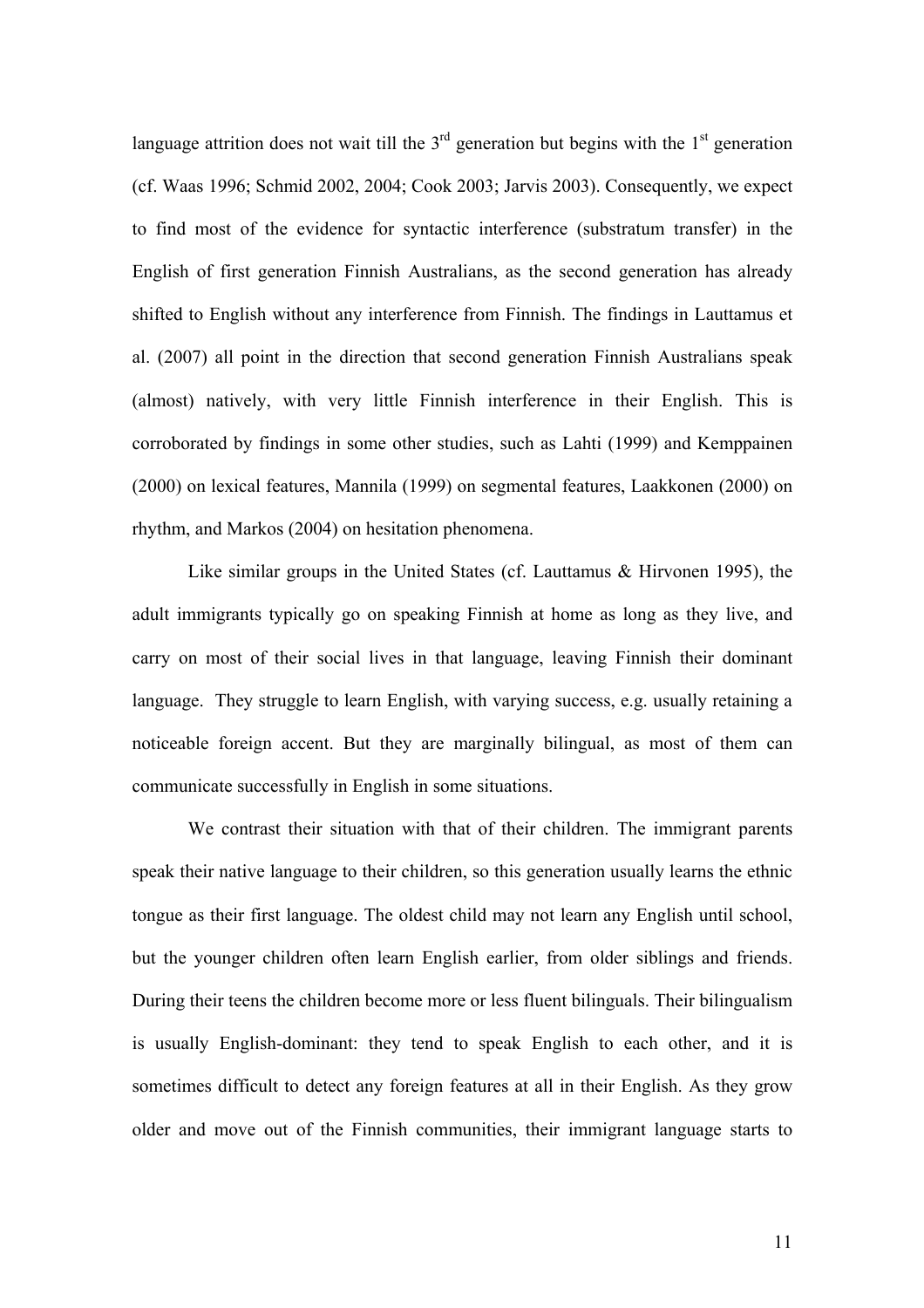language attrition does not wait till the 3rd generation but begins with the 1st generation (cf. Waas 1996; Schmid 2002, 2004; Cook 2003; Jarvis 2003). Consequently, we expect to find most of the evidence for syntactic interference (substratum transfer) in the English of first generation Finnish Australians, as the second generation has already shifted to English without any interference from Finnish. The findings in Lauttamus et al. (2007) all point in the direction that second generation Finnish Australians speak (almost) natively, with very little Finnish interference in their English. This is corroborated by findings in some other studies, such as Lahti (1999) and Kemppainen (2000) on lexical features, Mannila (1999) on segmental features, Laakkonen (2000) on rhythm, and Markos (2004) on hesitation phenomena.

Like similar groups in the United States (cf. Lauttamus & Hirvonen 1995), the adult immigrants typically go on speaking Finnish at home as long as they live, and carry on most of their social lives in that language, leaving Finnish their dominant language. They struggle to learn English, with varying success, e.g. usually retaining a noticeable foreign accent. But they are marginally bilingual, as most of them can communicate successfully in English in some situations.

We contrast their situation with that of their children. The immigrant parents speak their native language to their children, so this generation usually learns the ethnic tongue as their first language. The oldest child may not learn any English until school, but the younger children often learn English earlier, from older siblings and friends. During their teens the children become more or less fluent bilinguals. Their bilingualism is usually English-dominant: they tend to speak English to each other, and it is sometimes difficult to detect any foreign features at all in their English. As they grow older and move out of the Finnish communities, their immigrant language starts to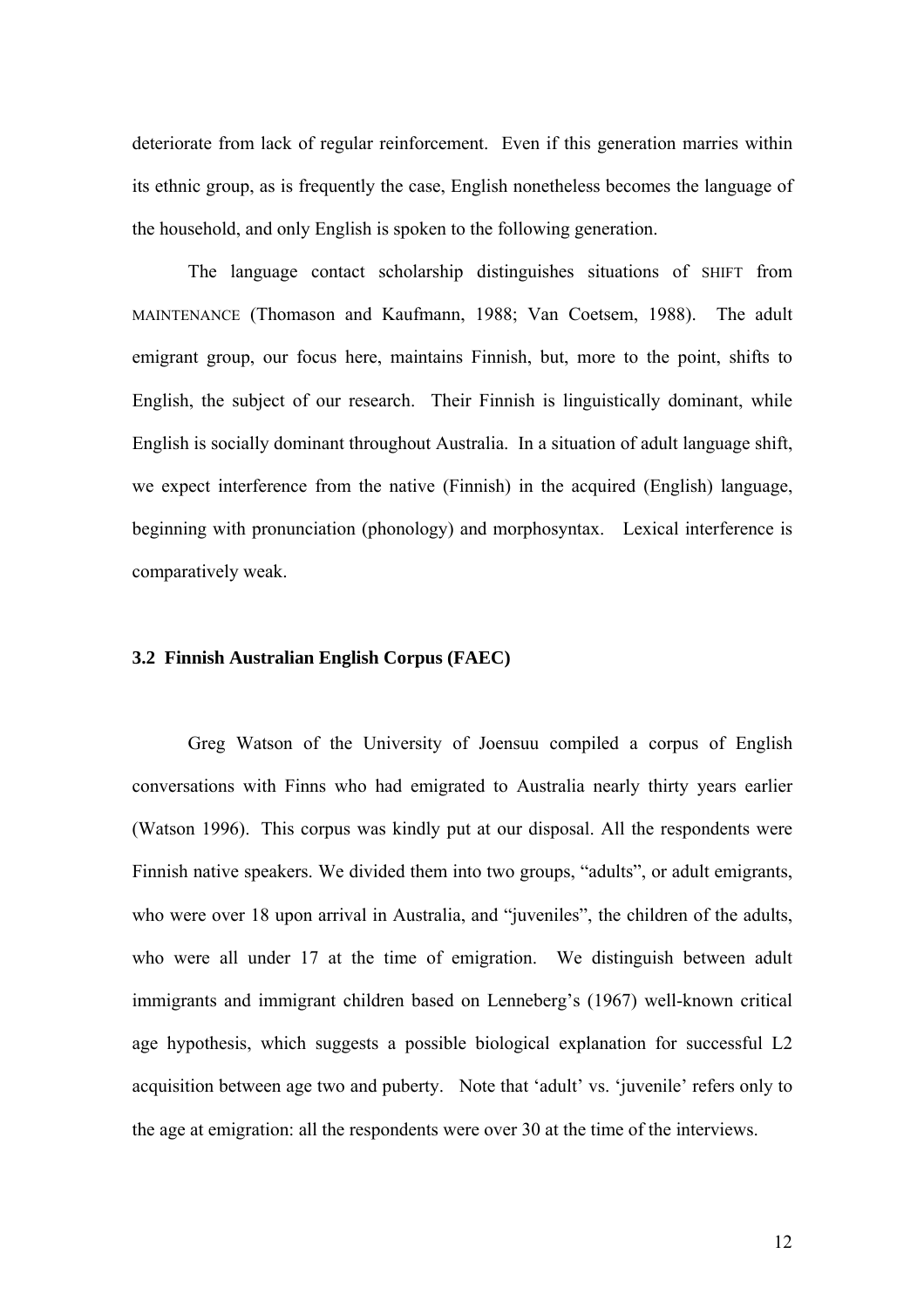deteriorate from lack of regular reinforcement. Even if this generation marries within its ethnic group, as is frequently the case, English nonetheless becomes the language of the household, and only English is spoken to the following generation.

The language contact scholarship distinguishes situations of SHIFT from MAINTENANCE (Thomason and Kaufmann, 1988; Van Coetsem, 1988). The adult emigrant group, our focus here, maintains Finnish, but, more to the point, shifts to English, the subject of our research. Their Finnish is linguistically dominant, while English is socially dominant throughout Australia. In a situation of adult language shift, we expect interference from the native (Finnish) in the acquired (English) language, beginning with pronunciation (phonology) and morphosyntax. Lexical interference is comparatively weak.

### 3.2 Finnish Australian English Corpus (FAEC)

Greg Watson of the University of Joensuu compiled a corpus of English conversations with Finns who had emigrated to Australia nearly thirty years earlier (Watson 1996). This corpus was kindly put at our disposal. All the respondents were Finnish native speakers. We divided them into two groups, "adults", or adult emigrants, who were over 18 upon arrival in Australia, and "juveniles", the children of the adults, who were all under 17 at the time of emigration. We distinguish between adult immigrants and immigrant children based on Lenneberg's (1967) well-known critical age hypothesis, which suggests a possible biological explanation for successful L2 acquisition between age two and puberty. Note that 'adult' vs. 'juvenile' refers only to the age at emigration: all the respondents were over 30 at the time of the interviews.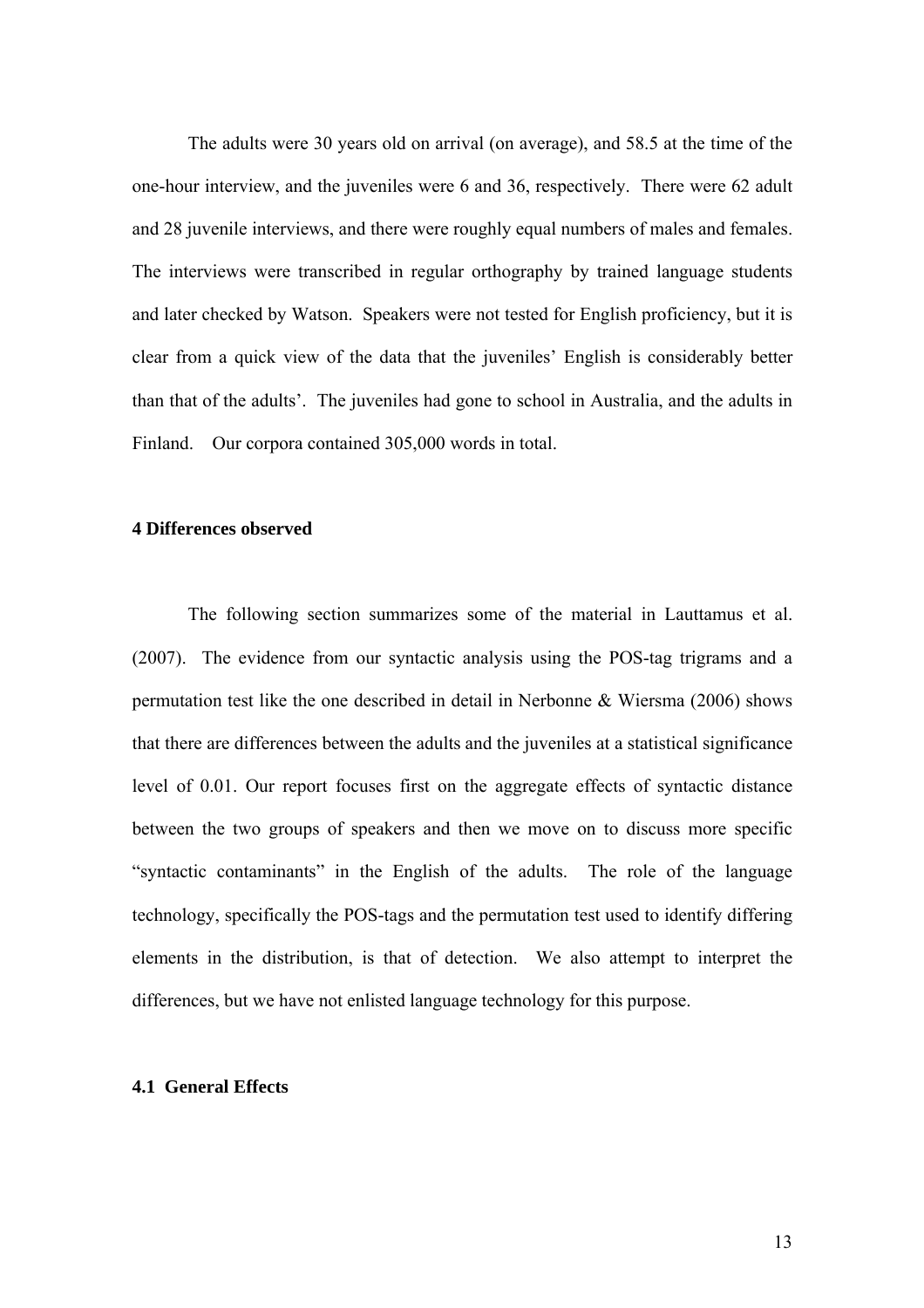The adults were 30 years old on arrival (on average), and 58.5 at the time of the one-hour interview, and the juveniles were 6 and 36, respectively. There were 62 adult and 28 juvenile interviews, and there were roughly equal numbers of males and females. The interviews were transcribed in regular orthography by trained language students and later checked by Watson. Speakers were not tested for English proficiency, but it is clear from a quick view of the data that the juveniles' English is considerably better than that of the adults'. The juveniles had gone to school in Australia, and the adults in Finland. Our corpora contained 305,000 words in total.

## 4 Differences observed

The following section summarizes some of the material in Lauttamus et al. (2007). The evidence from our syntactic analysis using the POS-tag trigrams and a permutation test like the one described in detail in Nerbonne & Wiersma (2006) shows that there are differences between the adults and the juveniles at a statistical significance level of 0.01. Our report focuses first on the aggregate effects of syntactic distance between the two groups of speakers and then we move on to discuss more specific "syntactic contaminants" in the English of the adults. The role of the language technology, specifically the POS-tags and the permutation test used to identify differing elements in the distribution, is that of detection. We also attempt to interpret the differences, but we have not enlisted language technology for this purpose.

### 4.1 General Effects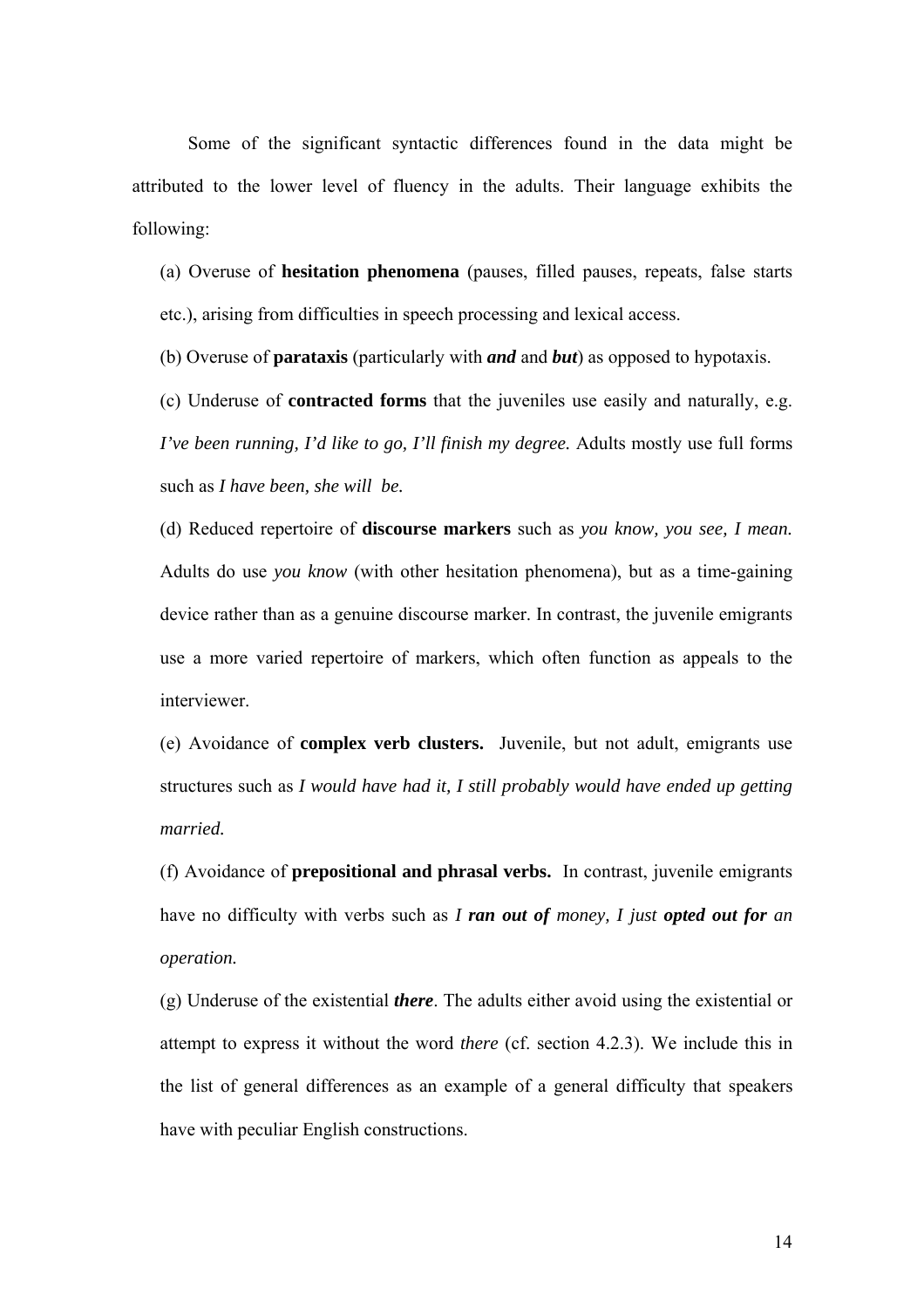Some of the significant syntactic differences found in the data might be attributed to the lower level of fluency in the adults. Their language exhibits the following:

(a) Overuse of **hesitation phenomena** (pauses, filled pauses, repeats, false starts etc.), arising from difficulties in speech processing and lexical access.

(b) Overuse of **parataxis** (particularly with ***and*** and ***but***) as opposed to hypotaxis.

(c) Underuse of **contracted forms** that the juveniles use easily and naturally, e.g. *I've been running, I'd like to go, I'll finish my degree.* Adults mostly use full forms such as *I have been, she will be.*

(d) Reduced repertoire of **discourse markers** such as *you know, you see, I mean.* Adults do use *you know* (with other hesitation phenomena), but as a time-gaining device rather than as a genuine discourse marker. In contrast, the juvenile emigrants use a more varied repertoire of markers, which often function as appeals to the interviewer.

(e) Avoidance of **complex verb clusters.** Juvenile, but not adult, emigrants use structures such as *I would have had it, I still probably would have ended up getting married.*

(f) Avoidance of **prepositional and phrasal verbs.** In contrast, juvenile emigrants have no difficulty with verbs such as *I* ***ran out of*** *money, I just* ***opted out for*** *an operation.*

(g) Underuse of the existential ***there***. The adults either avoid using the existential or attempt to express it without the word *there* (cf. section 4.2.3). We include this in the list of general differences as an example of a general difficulty that speakers have with peculiar English constructions.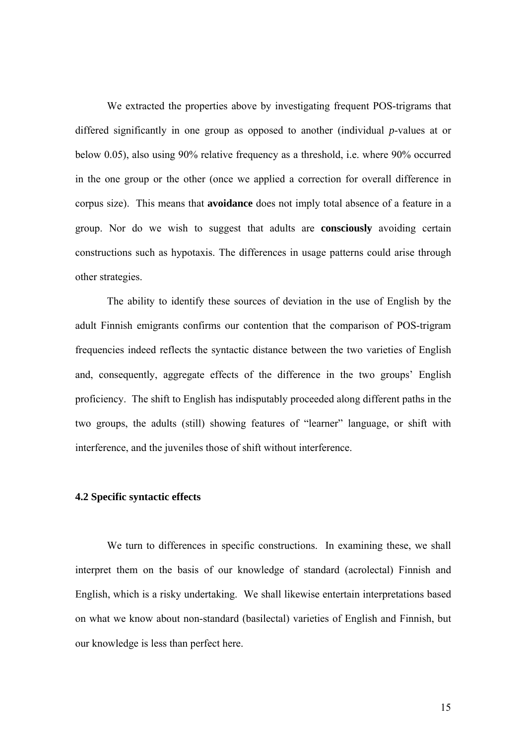We extracted the properties above by investigating frequent POS-trigrams that differed significantly in one group as opposed to another (individual *p*-values at or below 0.05), also using 90% relative frequency as a threshold, i.e. where 90% occurred in the one group or the other (once we applied a correction for overall difference in corpus size). This means that **avoidance** does not imply total absence of a feature in a group. Nor do we wish to suggest that adults are **consciously** avoiding certain constructions such as hypotaxis. The differences in usage patterns could arise through other strategies.

The ability to identify these sources of deviation in the use of English by the adult Finnish emigrants confirms our contention that the comparison of POS-trigram frequencies indeed reflects the syntactic distance between the two varieties of English and, consequently, aggregate effects of the difference in the two groups' English proficiency. The shift to English has indisputably proceeded along different paths in the two groups, the adults (still) showing features of "learner" language, or shift with interference, and the juveniles those of shift without interference.

### 4.2 Specific syntactic effects

We turn to differences in specific constructions. In examining these, we shall interpret them on the basis of our knowledge of standard (acrolectal) Finnish and English, which is a risky undertaking. We shall likewise entertain interpretations based on what we know about non-standard (basilectal) varieties of English and Finnish, but our knowledge is less than perfect here.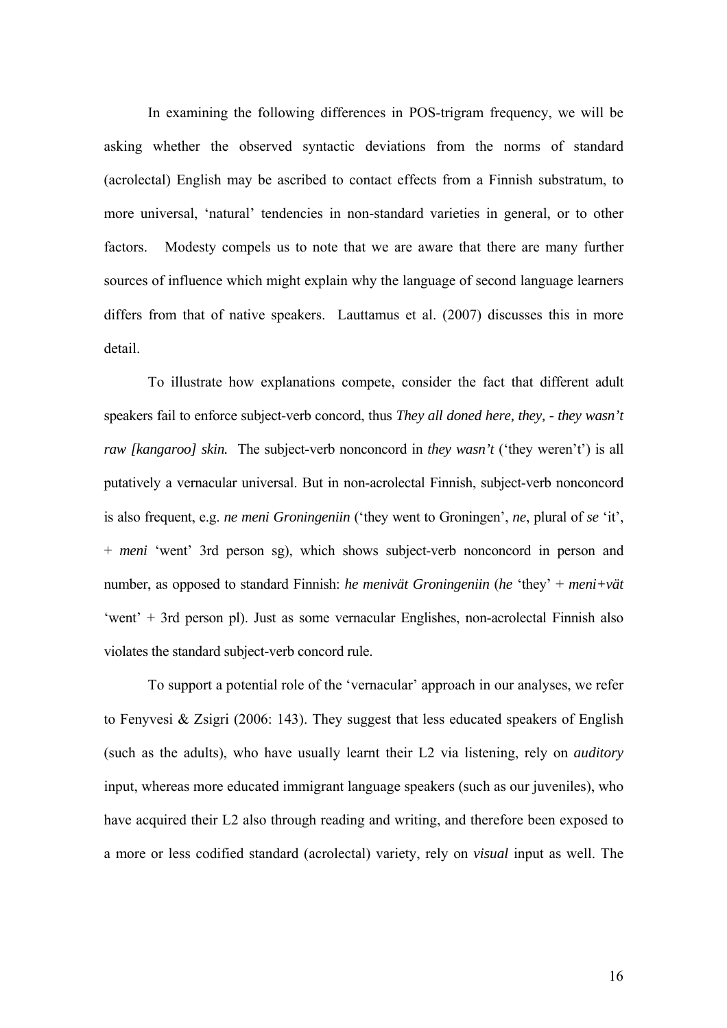In examining the following differences in POS-trigram frequency, we will be asking whether the observed syntactic deviations from the norms of standard (acrolectal) English may be ascribed to contact effects from a Finnish substratum, to more universal, 'natural' tendencies in non-standard varieties in general, or to other factors. Modesty compels us to note that we are aware that there are many further sources of influence which might explain why the language of second language learners differs from that of native speakers. Lauttamus et al. (2007) discusses this in more detail.

To illustrate how explanations compete, consider the fact that different adult speakers fail to enforce subject-verb concord, thus *They all doned here, they, - they wasn't raw [kangaroo] skin.* The subject-verb nonconcord in *they wasn't* ('they weren't') is all putatively a vernacular universal. But in non-acrolectal Finnish, subject-verb nonconcord is also frequent, e.g. *ne meni Groningeniin* ('they went to Groningen', *ne*, plural of *se* 'it', + *meni* 'went' 3rd person sg), which shows subject-verb nonconcord in person and number, as opposed to standard Finnish: *he menivät Groningeniin* (*he* 'they' + *meni+vät* 'went' + 3rd person pl). Just as some vernacular Englishes, non-acrolectal Finnish also violates the standard subject-verb concord rule.

To support a potential role of the 'vernacular' approach in our analyses, we refer to Fenyvesi & Zsigri (2006: 143). They suggest that less educated speakers of English (such as the adults), who have usually learnt their L2 via listening, rely on *auditory* input, whereas more educated immigrant language speakers (such as our juveniles), who have acquired their L2 also through reading and writing, and therefore been exposed to a more or less codified standard (acrolectal) variety, rely on *visual* input as well. The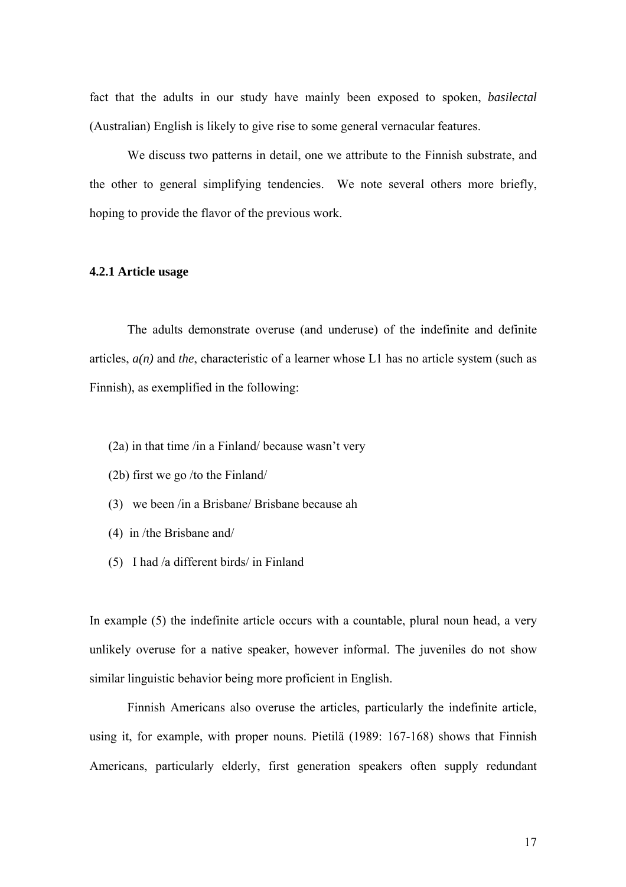fact that the adults in our study have mainly been exposed to spoken, *basilectal* (Australian) English is likely to give rise to some general vernacular features.

We discuss two patterns in detail, one we attribute to the Finnish substrate, and the other to general simplifying tendencies. We note several others more briefly, hoping to provide the flavor of the previous work.

### 4.2.1 Article usage

The adults demonstrate overuse (and underuse) of the indefinite and definite articles, *a(n)* and *the*, characteristic of a learner whose L1 has no article system (such as Finnish), as exemplified in the following:

(2a) in that time /in a Finland/ because wasn't very

(2b) first we go /to the Finland/

(3) we been /in a Brisbane/ Brisbane because ah

(4) in /the Brisbane and/

(5) I had /a different birds/ in Finland

In example (5) the indefinite article occurs with a countable, plural noun head, a very unlikely overuse for a native speaker, however informal. The juveniles do not show similar linguistic behavior being more proficient in English.

Finnish Americans also overuse the articles, particularly the indefinite article, using it, for example, with proper nouns. Pietilä (1989: 167-168) shows that Finnish Americans, particularly elderly, first generation speakers often supply redundant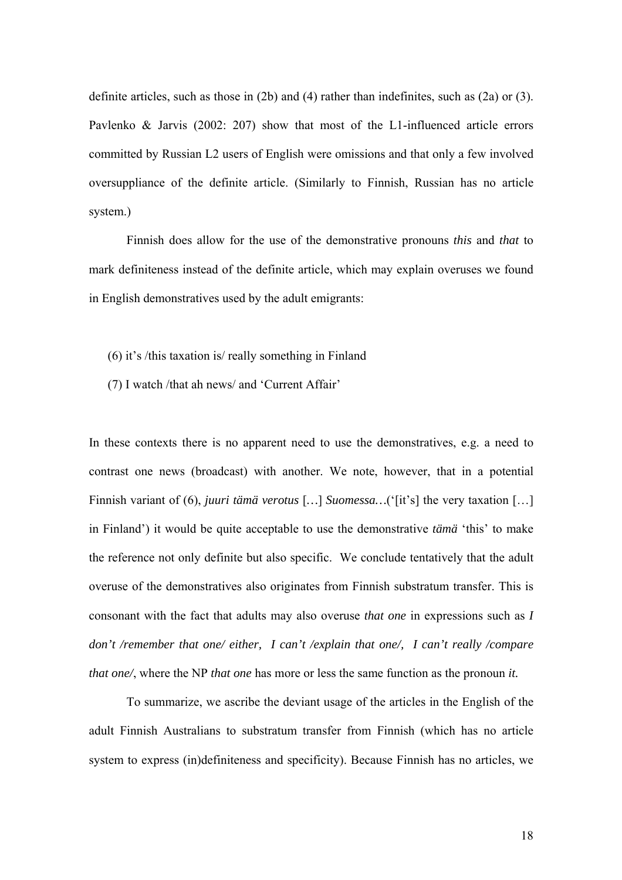definite articles, such as those in (2b) and (4) rather than indefinites, such as (2a) or (3). Pavlenko & Jarvis (2002: 207) show that most of the L1-influenced article errors committed by Russian L2 users of English were omissions and that only a few involved oversuppliance of the definite article. (Similarly to Finnish, Russian has no article system.)

Finnish does allow for the use of the demonstrative pronouns *this* and *that* to mark definiteness instead of the definite article, which may explain overuses we found in English demonstratives used by the adult emigrants:

(6) it's /this taxation is/ really something in Finland

(7) I watch /that ah news/ and 'Current Affair'

In these contexts there is no apparent need to use the demonstratives, e.g. a need to contrast one news (broadcast) with another. We note, however, that in a potential Finnish variant of (6), *juuri tämä verotus* […] *Suomessa…*('[it's] the very taxation […] in Finland') it would be quite acceptable to use the demonstrative *tämä* 'this' to make the reference not only definite but also specific. We conclude tentatively that the adult overuse of the demonstratives also originates from Finnish substratum transfer. This is consonant with the fact that adults may also overuse *that one* in expressions such as *I don't /remember that one/ either, I can't /explain that one/, I can't really /compare that one/*, where the NP *that one* has more or less the same function as the pronoun *it.*

To summarize, we ascribe the deviant usage of the articles in the English of the adult Finnish Australians to substratum transfer from Finnish (which has no article system to express (in)definiteness and specificity). Because Finnish has no articles, we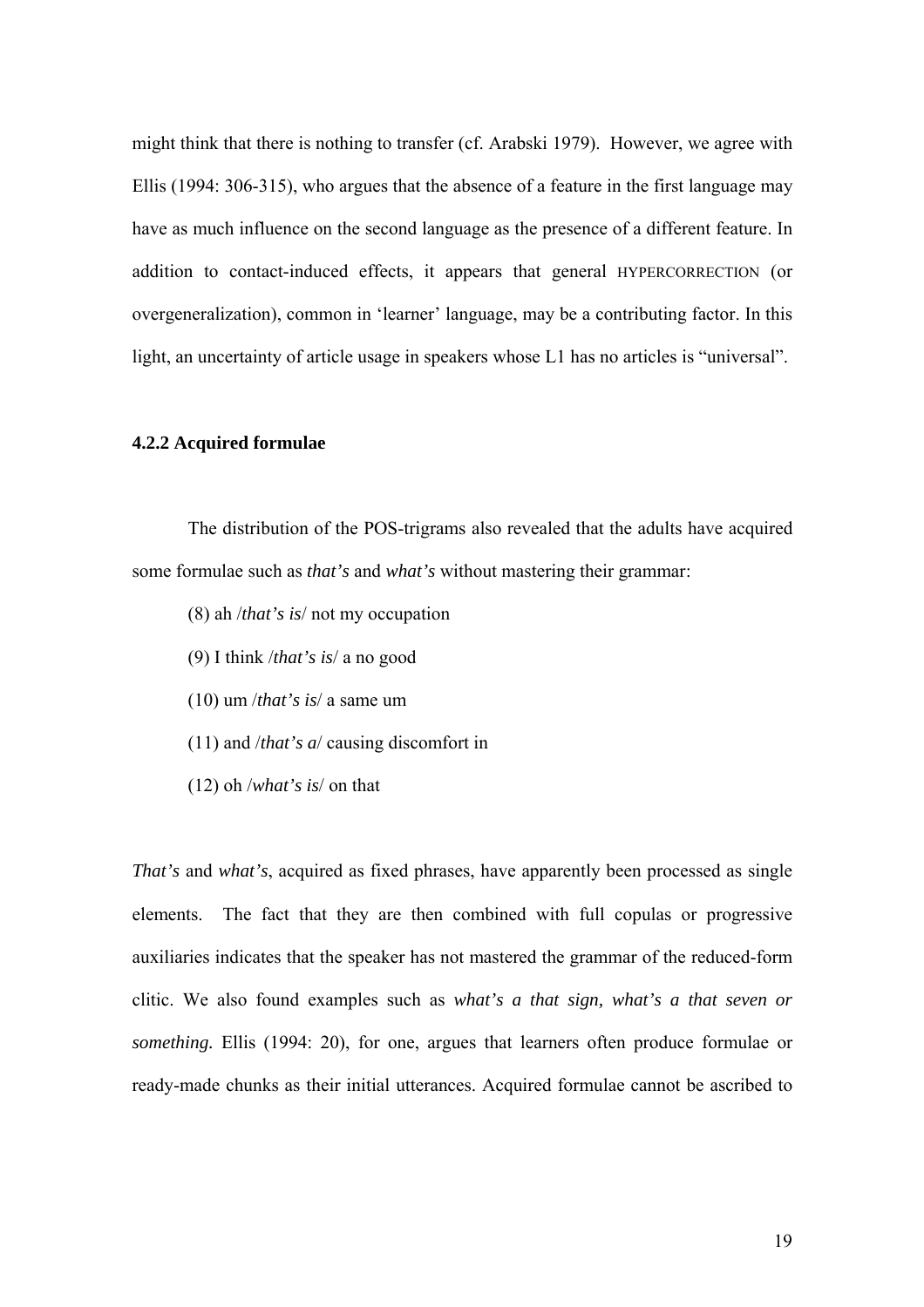might think that there is nothing to transfer (cf. Arabski 1979). However, we agree with Ellis (1994: 306-315), who argues that the absence of a feature in the first language may have as much influence on the second language as the presence of a different feature. In addition to contact-induced effects, it appears that general HYPERCORRECTION (or overgeneralization), common in 'learner' language, may be a contributing factor. In this light, an uncertainty of article usage in speakers whose L1 has no articles is "universal".

#### 4.2.2 Acquired formulae

The distribution of the POS-trigrams also revealed that the adults have acquired some formulae such as *that's* and *what's* without mastering their grammar:

(8) ah /*that's is*/ not my occupation

(9) I think /*that's is*/ a no good

(10) um /*that's is*/ a same um

(11) and /*that's a*/ causing discomfort in

(12) oh /*what's is*/ on that

*That's* and *what's*, acquired as fixed phrases, have apparently been processed as single elements. The fact that they are then combined with full copulas or progressive auxiliaries indicates that the speaker has not mastered the grammar of the reduced-form clitic. We also found examples such as *what's a that sign, what's a that seven or something.* Ellis (1994: 20), for one, argues that learners often produce formulae or ready-made chunks as their initial utterances. Acquired formulae cannot be ascribed to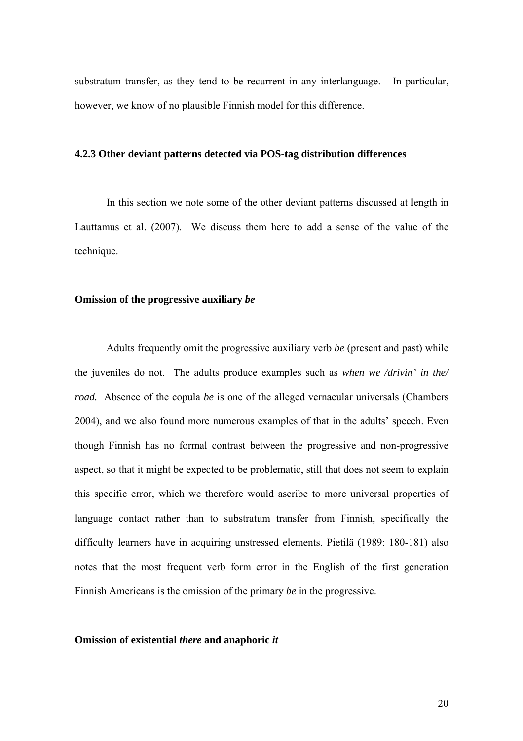substratum transfer, as they tend to be recurrent in any interlanguage. In particular, however, we know of no plausible Finnish model for this difference.

### 4.2.3 Other deviant patterns detected via POS-tag distribution differences

In this section we note some of the other deviant patterns discussed at length in Lauttamus et al. (2007). We discuss them here to add a sense of the value of the technique.

**Omission of the progressive auxiliary *be***

Adults frequently omit the progressive auxiliary verb *be* (present and past) while the juveniles do not. The adults produce examples such as *when we /drivin' in the/ road.* Absence of the copula *be* is one of the alleged vernacular universals (Chambers 2004), and we also found more numerous examples of that in the adults' speech. Even though Finnish has no formal contrast between the progressive and non-progressive aspect, so that it might be expected to be problematic, still that does not seem to explain this specific error, which we therefore would ascribe to more universal properties of language contact rather than to substratum transfer from Finnish, specifically the difficulty learners have in acquiring unstressed elements. Pietilä (1989: 180-181) also notes that the most frequent verb form error in the English of the first generation Finnish Americans is the omission of the primary *be* in the progressive.

**Omission of existential *there* and anaphoric *it***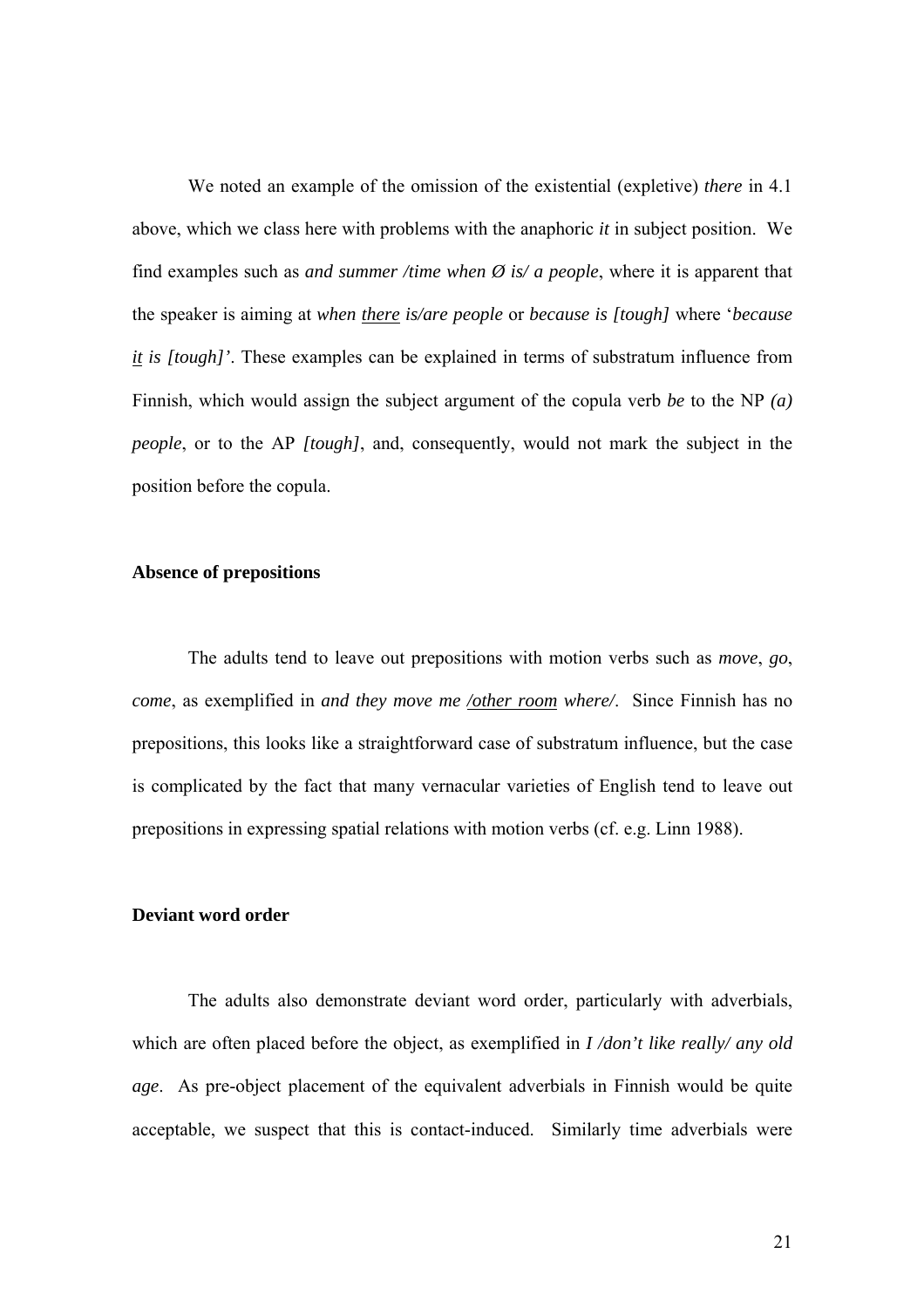We noted an example of the omission of the existential (expletive) *there* in 4.1 above, which we class here with problems with the anaphoric *it* in subject position. We find examples such as *and summer /time when Ø is/ a people*, where it is apparent that the speaker is aiming at *when <u>there</u> is/are people* or *because is [tough]* where '*because <u>it</u> is [tough]'*. These examples can be explained in terms of substratum influence from Finnish, which would assign the subject argument of the copula verb *be* to the NP *(a) people*, or to the AP *[tough]*, and, consequently, would not mark the subject in the position before the copula.

**Absence of prepositions**

The adults tend to leave out prepositions with motion verbs such as *move*, *go*, *come*, as exemplified in *and they move me /<u>other room</u> where/*. Since Finnish has no prepositions, this looks like a straightforward case of substratum influence, but the case is complicated by the fact that many vernacular varieties of English tend to leave out prepositions in expressing spatial relations with motion verbs (cf. e.g. Linn 1988).

**Deviant word order**

The adults also demonstrate deviant word order, particularly with adverbials, which are often placed before the object, as exemplified in *I /don't like really/ any old age*. As pre-object placement of the equivalent adverbials in Finnish would be quite acceptable, we suspect that this is contact-induced. Similarly time adverbials were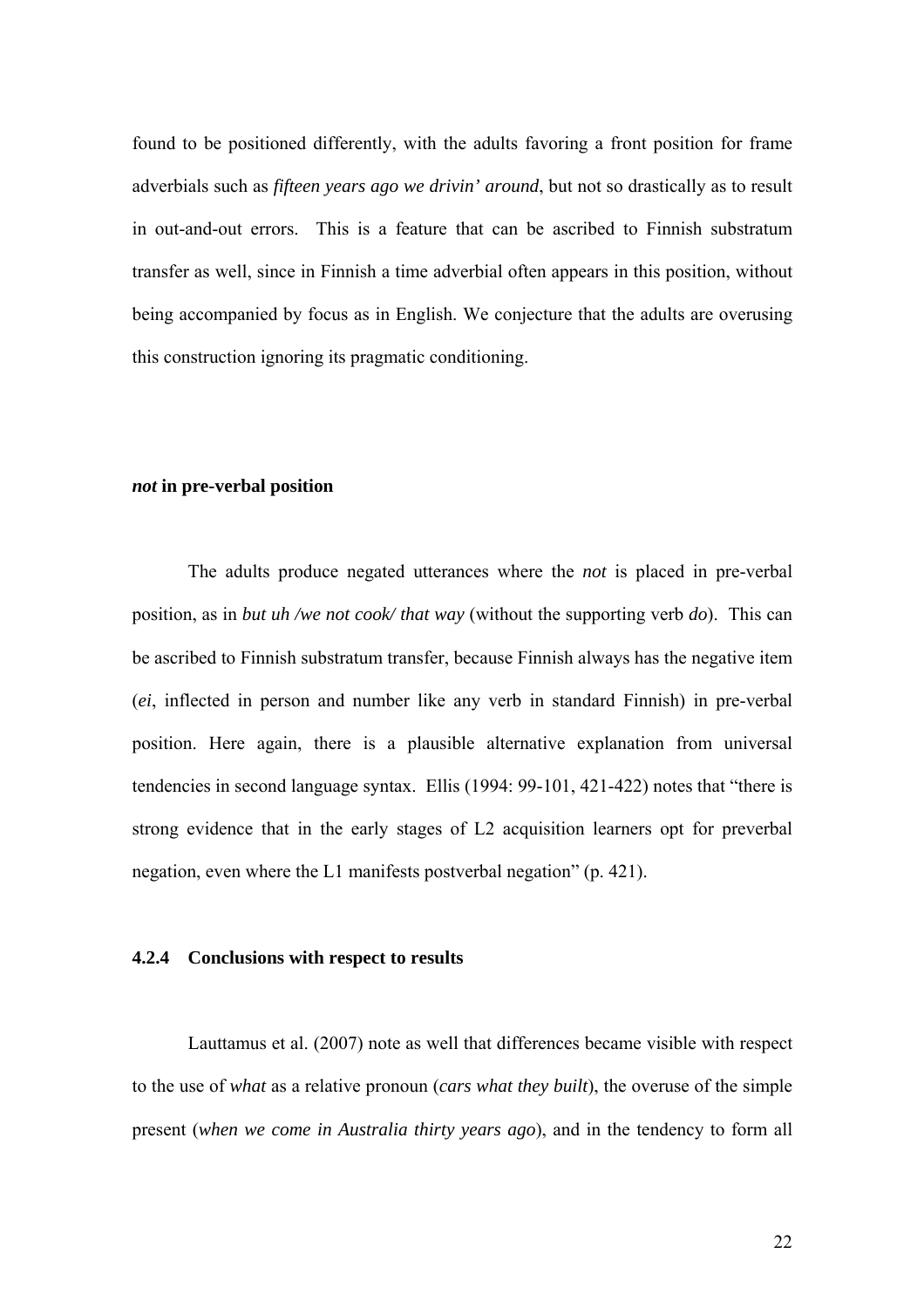found to be positioned differently, with the adults favoring a front position for frame adverbials such as *fifteen years ago we drivin' around*, but not so drastically as to result in out-and-out errors.  This is a feature that can be ascribed to Finnish substratum transfer as well, since in Finnish a time adverbial often appears in this position, without being accompanied by focus as in English. We conjecture that the adults are overusing this construction ignoring its pragmatic conditioning.

#### ***not*** **in pre-verbal position**

The adults produce negated utterances where the *not* is placed in pre-verbal position, as in *but uh /we not cook/ that way* (without the supporting verb *do*).  This can be ascribed to Finnish substratum transfer, because Finnish always has the negative item (*ei*, inflected in person and number like any verb in standard Finnish) in pre-verbal position. Here again, there is a plausible alternative explanation from universal tendencies in second language syntax.  Ellis (1994: 99-101, 421-422) notes that "there is strong evidence that in the early stages of L2 acquisition learners opt for preverbal negation, even where the L1 manifests postverbal negation" (p. 421).

### 4.2.4 Conclusions with respect to results

Lauttamus et al. (2007) note as well that differences became visible with respect to the use of *what* as a relative pronoun (*cars what they built*), the overuse of the simple present (*when we come in Australia thirty years ago*), and in the tendency to form all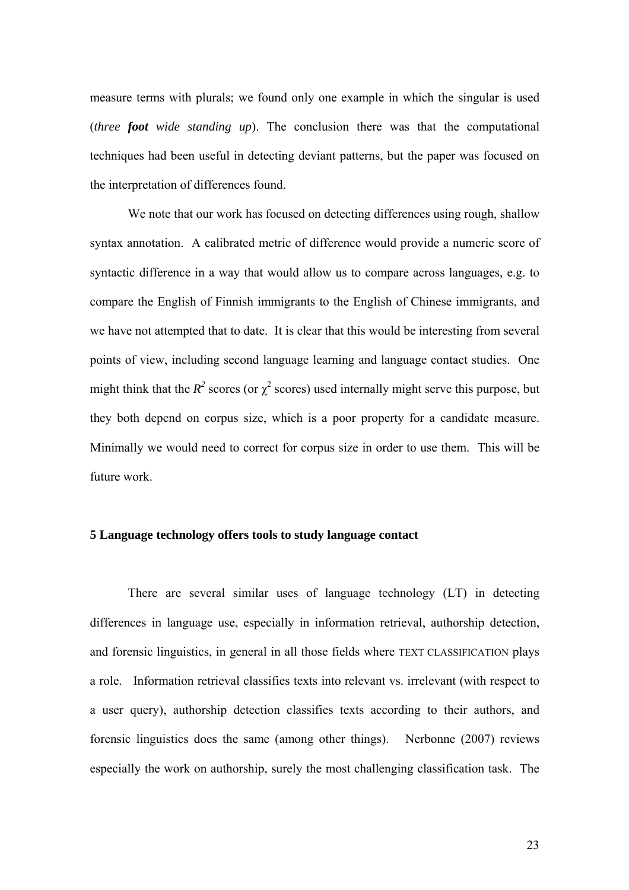measure terms with plurals; we found only one example in which the singular is used (*three **foot** wide standing up*). The conclusion there was that the computational techniques had been useful in detecting deviant patterns, but the paper was focused on the interpretation of differences found.

We note that our work has focused on detecting differences using rough, shallow syntax annotation. A calibrated metric of difference would provide a numeric score of syntactic difference in a way that would allow us to compare across languages, e.g. to compare the English of Finnish immigrants to the English of Chinese immigrants, and we have not attempted that to date. It is clear that this would be interesting from several points of view, including second language learning and language contact studies. One might think that the $R^2$ scores (or $\chi^2$ scores) used internally might serve this purpose, but they both depend on corpus size, which is a poor property for a candidate measure. Minimally we would need to correct for corpus size in order to use them. This will be future work.

## 5 Language technology offers tools to study language contact

There are several similar uses of language technology (LT) in detecting differences in language use, especially in information retrieval, authorship detection, and forensic linguistics, in general in all those fields where TEXT CLASSIFICATION plays a role. Information retrieval classifies texts into relevant vs. irrelevant (with respect to a user query), authorship detection classifies texts according to their authors, and forensic linguistics does the same (among other things). Nerbonne (2007) reviews especially the work on authorship, surely the most challenging classification task. The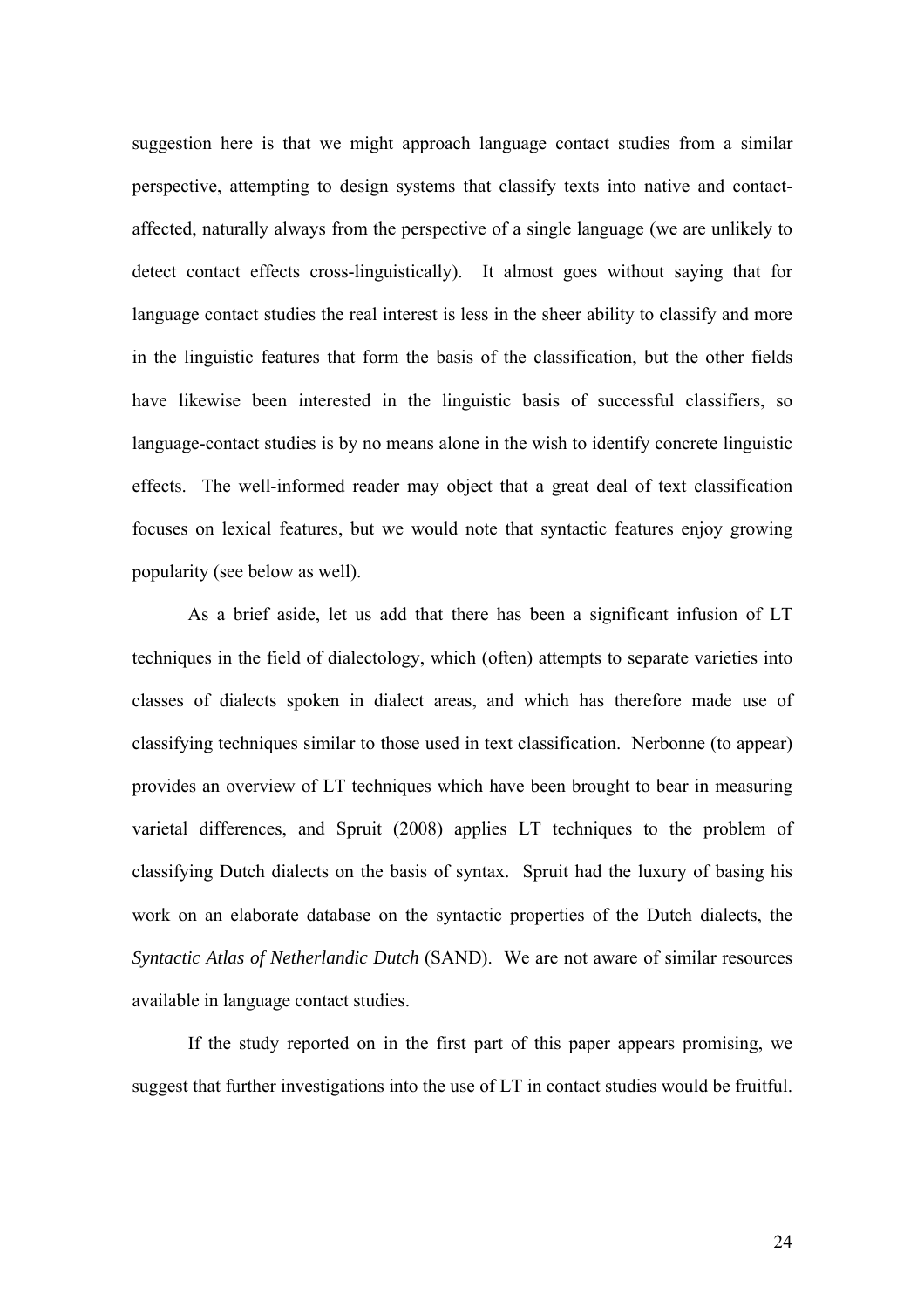suggestion here is that we might approach language contact studies from a similar perspective, attempting to design systems that classify texts into native and contact-affected, naturally always from the perspective of a single language (we are unlikely to detect contact effects cross-linguistically). It almost goes without saying that for language contact studies the real interest is less in the sheer ability to classify and more in the linguistic features that form the basis of the classification, but the other fields have likewise been interested in the linguistic basis of successful classifiers, so language-contact studies is by no means alone in the wish to identify concrete linguistic effects. The well-informed reader may object that a great deal of text classification focuses on lexical features, but we would note that syntactic features enjoy growing popularity (see below as well).

As a brief aside, let us add that there has been a significant infusion of LT techniques in the field of dialectology, which (often) attempts to separate varieties into classes of dialects spoken in dialect areas, and which has therefore made use of classifying techniques similar to those used in text classification. Nerbonne (to appear) provides an overview of LT techniques which have been brought to bear in measuring varietal differences, and Spruit (2008) applies LT techniques to the problem of classifying Dutch dialects on the basis of syntax. Spruit had the luxury of basing his work on an elaborate database on the syntactic properties of the Dutch dialects, the *Syntactic Atlas of Netherlandic Dutch* (SAND). We are not aware of similar resources available in language contact studies.

If the study reported on in the first part of this paper appears promising, we suggest that further investigations into the use of LT in contact studies would be fruitful.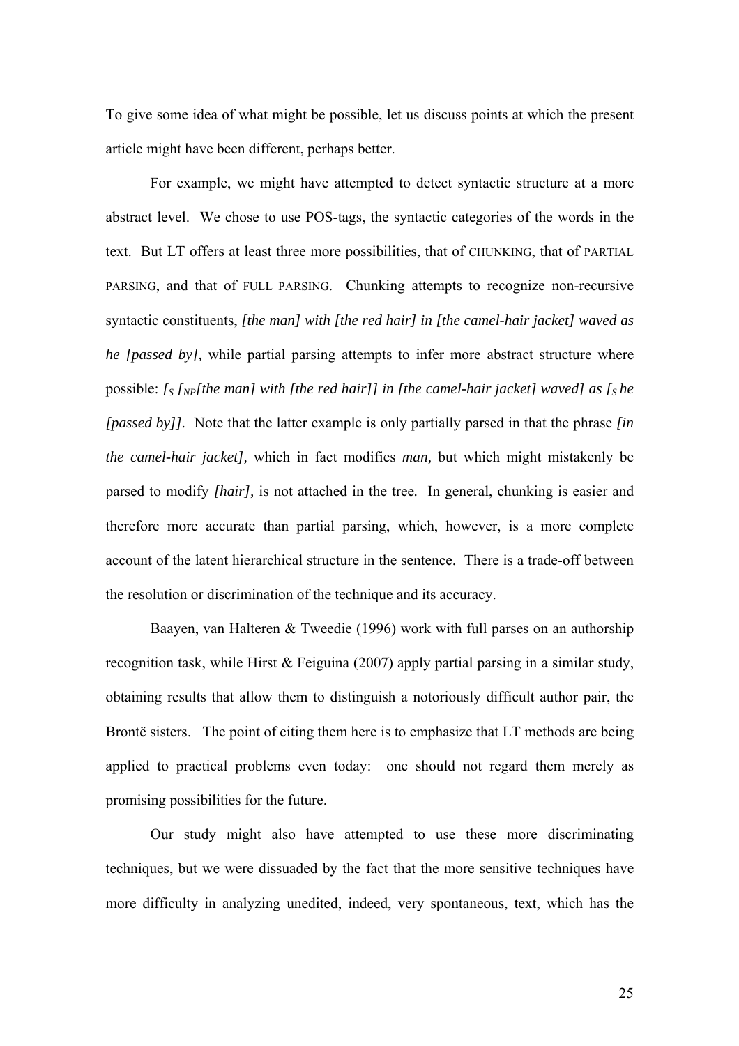To give some idea of what might be possible, let us discuss points at which the present article might have been different, perhaps better.

For example, we might have attempted to detect syntactic structure at a more abstract level. We chose to use POS-tags, the syntactic categories of the words in the text. But LT offers at least three more possibilities, that of CHUNKING, that of PARTIAL PARSING, and that of FULL PARSING. Chunking attempts to recognize non-recursive syntactic constituents, *[the man] with [the red hair] in [the camel-hair jacket] waved as he [passed by],* while partial parsing attempts to infer more abstract structure where possible: *[$_S$ [$_{NP}$[the man] with [the red hair]] in [the camel-hair jacket] waved] as [$_S$ he [passed by]].* Note that the latter example is only partially parsed in that the phrase *[in the camel-hair jacket],* which in fact modifies *man,* but which might mistakenly be parsed to modify *[hair],* is not attached in the tree. In general, chunking is easier and therefore more accurate than partial parsing, which, however, is a more complete account of the latent hierarchical structure in the sentence. There is a trade-off between the resolution or discrimination of the technique and its accuracy.

Baayen, van Halteren & Tweedie (1996) work with full parses on an authorship recognition task, while Hirst & Feiguina (2007) apply partial parsing in a similar study, obtaining results that allow them to distinguish a notoriously difficult author pair, the Brontë sisters. The point of citing them here is to emphasize that LT methods are being applied to practical problems even today: one should not regard them merely as promising possibilities for the future.

Our study might also have attempted to use these more discriminating techniques, but we were dissuaded by the fact that the more sensitive techniques have more difficulty in analyzing unedited, indeed, very spontaneous, text, which has the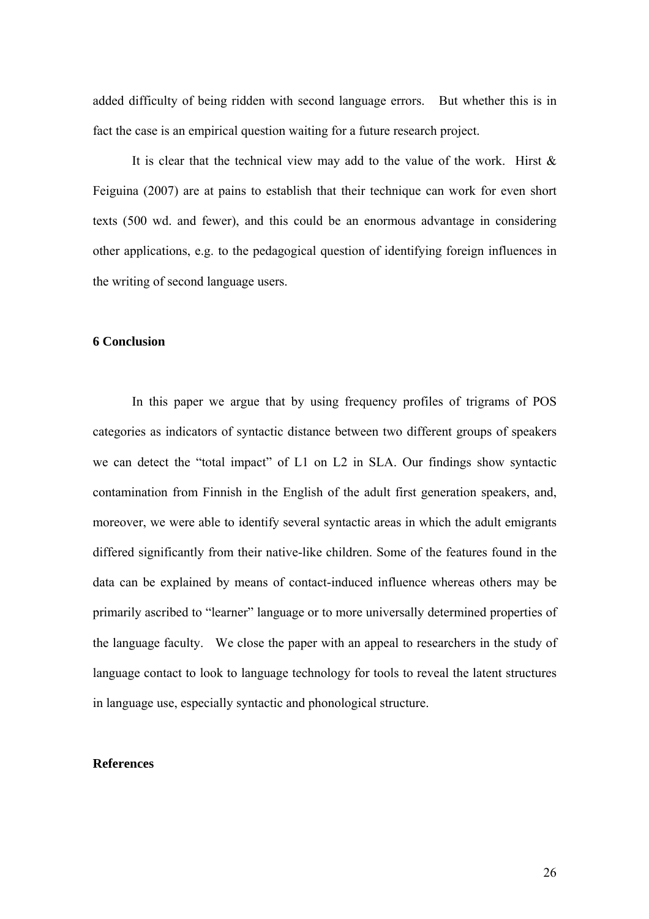added difficulty of being ridden with second language errors. But whether this is in fact the case is an empirical question waiting for a future research project.

It is clear that the technical view may add to the value of the work. Hirst & Feiguina (2007) are at pains to establish that their technique can work for even short texts (500 wd. and fewer), and this could be an enormous advantage in considering other applications, e.g. to the pedagogical question of identifying foreign influences in the writing of second language users.

## 6 Conclusion

In this paper we argue that by using frequency profiles of trigrams of POS categories as indicators of syntactic distance between two different groups of speakers we can detect the "total impact" of L1 on L2 in SLA. Our findings show syntactic contamination from Finnish in the English of the adult first generation speakers, and, moreover, we were able to identify several syntactic areas in which the adult emigrants differed significantly from their native-like children. Some of the features found in the data can be explained by means of contact-induced influence whereas others may be primarily ascribed to "learner" language or to more universally determined properties of the language faculty. We close the paper with an appeal to researchers in the study of language contact to look to language technology for tools to reveal the latent structures in language use, especially syntactic and phonological structure.

## References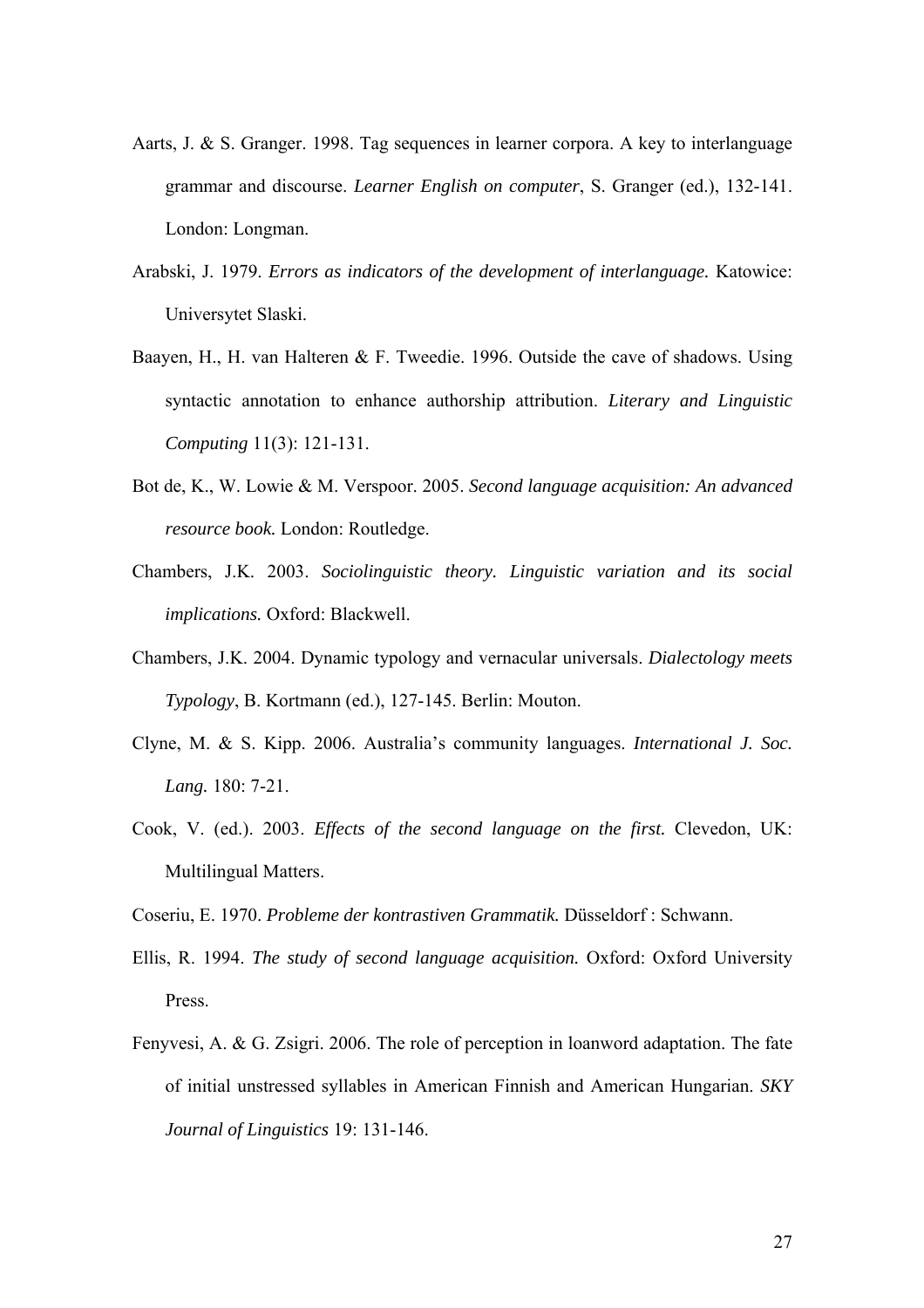Aarts, J. & S. Granger. 1998. Tag sequences in learner corpora. A key to interlanguage grammar and discourse. *Learner English on computer*, S. Granger (ed.), 132-141. London: Longman.

Arabski, J. 1979. *Errors as indicators of the development of interlanguage.* Katowice: Universytet Slaski.

Baayen, H., H. van Halteren & F. Tweedie. 1996. Outside the cave of shadows. Using syntactic annotation to enhance authorship attribution. *Literary and Linguistic Computing* 11(3): 121-131.

Bot de, K., W. Lowie & M. Verspoor. 2005. *Second language acquisition: An advanced resource book.* London: Routledge.

Chambers, J.K. 2003. *Sociolinguistic theory. Linguistic variation and its social implications.* Oxford: Blackwell.

Chambers, J.K. 2004. Dynamic typology and vernacular universals. *Dialectology meets Typology*, B. Kortmann (ed.), 127-145. Berlin: Mouton.

Clyne, M. & S. Kipp. 2006. Australia's community languages. *International J. Soc. Lang.* 180: 7-21.

Cook, V. (ed.). 2003. *Effects of the second language on the first.* Clevedon, UK: Multilingual Matters.

Coseriu, E. 1970. *Probleme der kontrastiven Grammatik.* Düsseldorf : Schwann.

Ellis, R. 1994. *The study of second language acquisition.* Oxford: Oxford University Press.

Fenyvesi, A. & G. Zsigri. 2006. The role of perception in loanword adaptation. The fate of initial unstressed syllables in American Finnish and American Hungarian. *SKY Journal of Linguistics* 19: 131-146.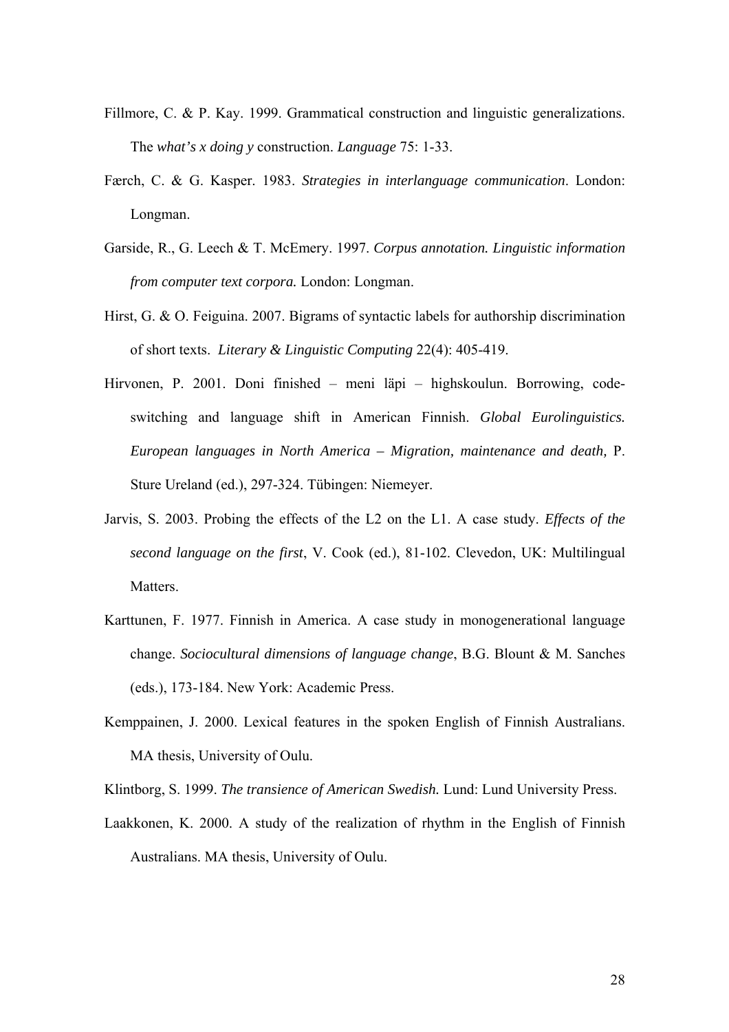Fillmore, C. & P. Kay. 1999. Grammatical construction and linguistic generalizations. The *what's x doing y* construction. *Language* 75: 1-33.

Færch, C. & G. Kasper. 1983. *Strategies in interlanguage communication*. London: Longman.

Garside, R., G. Leech & T. McEmery. 1997. *Corpus annotation. Linguistic information from computer text corpora.* London: Longman.

Hirst, G. & O. Feiguina. 2007. Bigrams of syntactic labels for authorship discrimination of short texts. *Literary & Linguistic Computing* 22(4): 405-419.

Hirvonen, P. 2001. Doni finished – meni läpi – highskoulun. Borrowing, code-switching and language shift in American Finnish. *Global Eurolinguistics. European languages in North America – Migration, maintenance and death,* P. Sture Ureland (ed.), 297-324. Tübingen: Niemeyer.

Jarvis, S. 2003. Probing the effects of the L2 on the L1. A case study. *Effects of the second language on the first*, V. Cook (ed.), 81-102. Clevedon, UK: Multilingual Matters.

Karttunen, F. 1977. Finnish in America. A case study in monogenerational language change. *Sociocultural dimensions of language change*, B.G. Blount & M. Sanches (eds.), 173-184. New York: Academic Press.

Kemppainen, J. 2000. Lexical features in the spoken English of Finnish Australians. MA thesis, University of Oulu.

Klintborg, S. 1999. *The transience of American Swedish.* Lund: Lund University Press.

Laakkonen, K. 2000. A study of the realization of rhythm in the English of Finnish Australians. MA thesis, University of Oulu.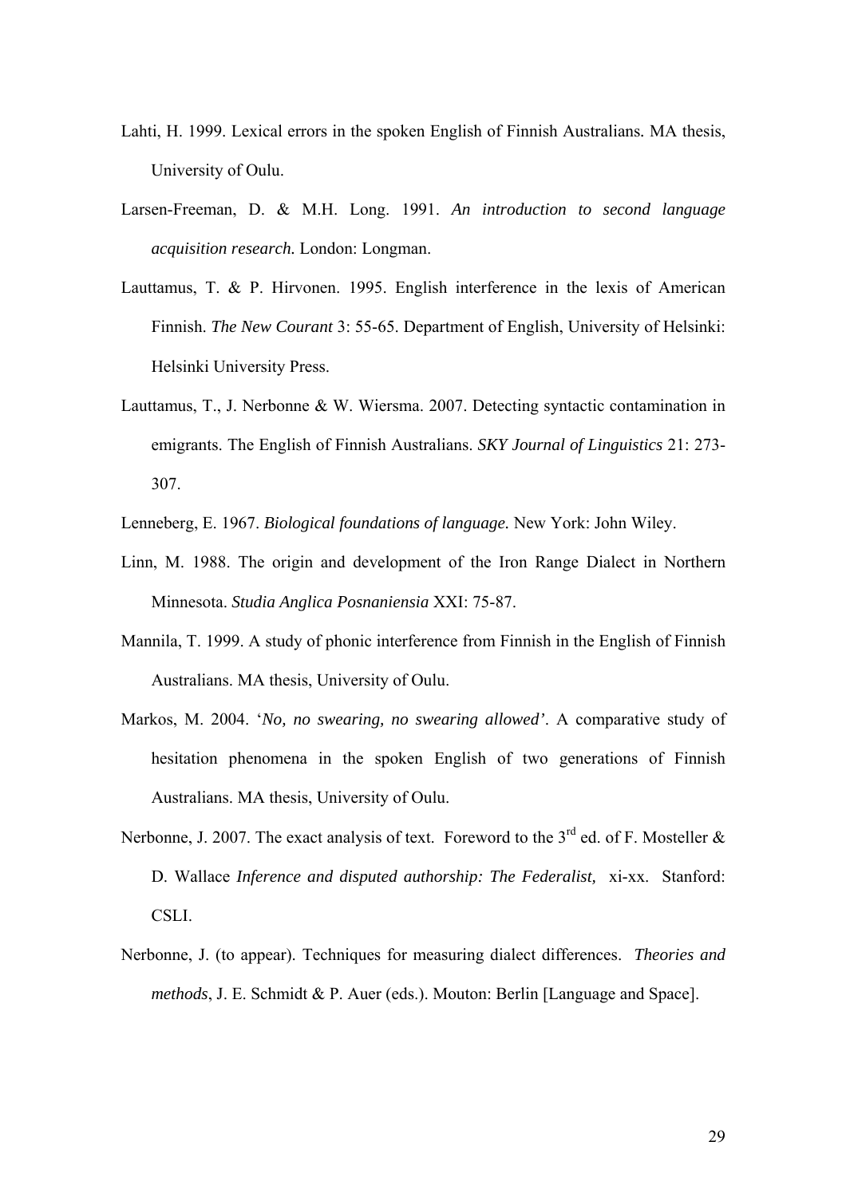Lahti, H. 1999. Lexical errors in the spoken English of Finnish Australians. MA thesis, University of Oulu.

Larsen-Freeman, D. & M.H. Long. 1991. *An introduction to second language acquisition research.* London: Longman.

Lauttamus, T. & P. Hirvonen. 1995. English interference in the lexis of American Finnish. *The New Courant* 3: 55-65. Department of English, University of Helsinki: Helsinki University Press.

Lauttamus, T., J. Nerbonne & W. Wiersma. 2007. Detecting syntactic contamination in emigrants. The English of Finnish Australians. *SKY Journal of Linguistics* 21: 273-307.

Lenneberg, E. 1967. *Biological foundations of language.* New York: John Wiley.

Linn, M. 1988. The origin and development of the Iron Range Dialect in Northern Minnesota. *Studia Anglica Posnaniensia* XXI: 75-87.

Mannila, T. 1999. A study of phonic interference from Finnish in the English of Finnish Australians. MA thesis, University of Oulu.

Markos, M. 2004. '*No, no swearing, no swearing allowed'*. A comparative study of hesitation phenomena in the spoken English of two generations of Finnish Australians. MA thesis, University of Oulu.

Nerbonne, J. 2007. The exact analysis of text. Foreword to the 3rd ed. of F. Mosteller & D. Wallace *Inference and disputed authorship: The Federalist,* xi-xx. Stanford: CSLI.

Nerbonne, J. (to appear). Techniques for measuring dialect differences. *Theories and methods*, J. E. Schmidt & P. Auer (eds.). Mouton: Berlin [Language and Space].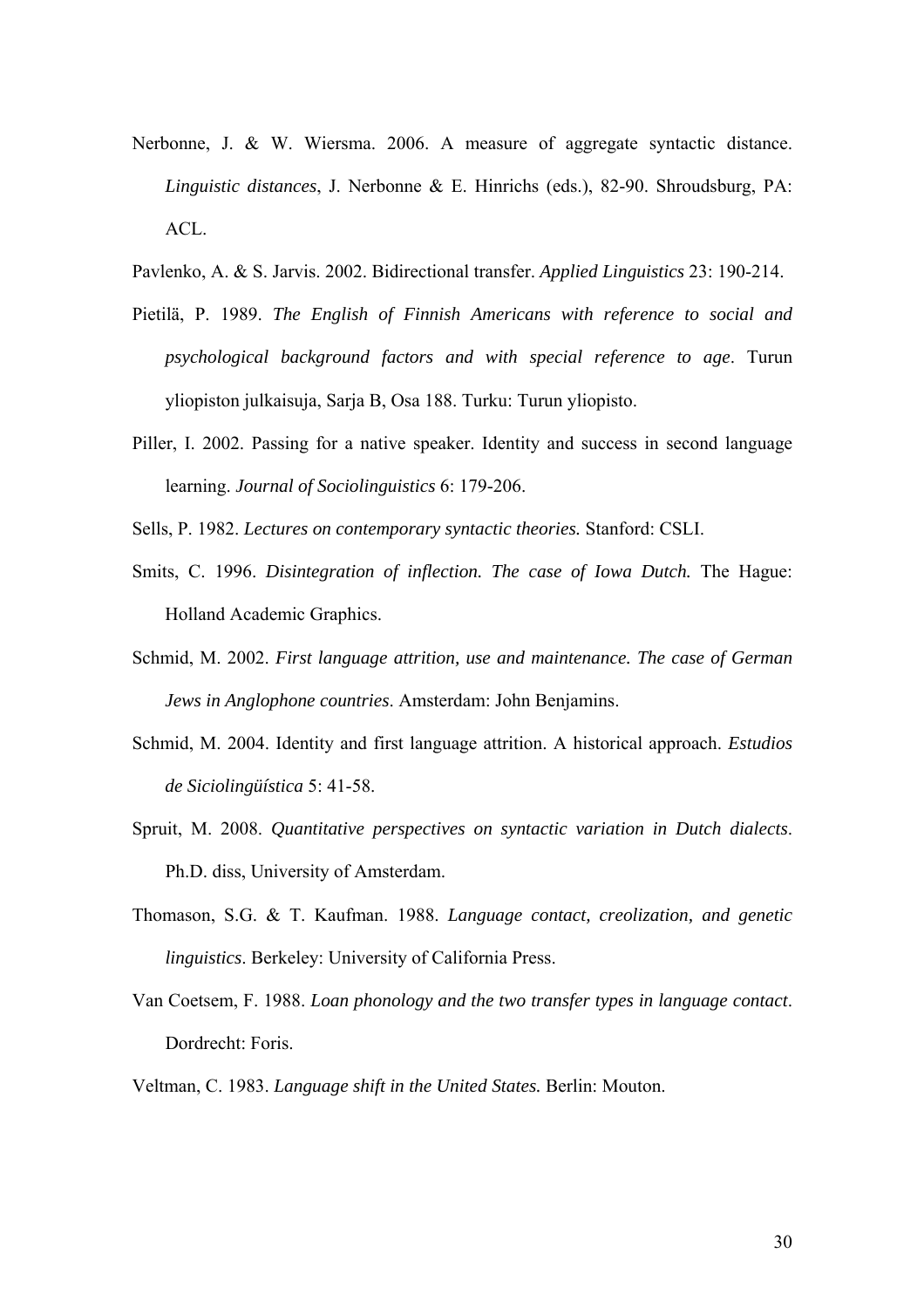Nerbonne, J. & W. Wiersma. 2006. A measure of aggregate syntactic distance. *Linguistic distances*, J. Nerbonne & E. Hinrichs (eds.), 82-90. Shroudsburg, PA: ACL.

Pavlenko, A. & S. Jarvis. 2002. Bidirectional transfer. *Applied Linguistics* 23: 190-214.

Pietilä, P. 1989. *The English of Finnish Americans with reference to social and psychological background factors and with special reference to age*. Turun yliopiston julkaisuja, Sarja B, Osa 188. Turku: Turun yliopisto.

Piller, I. 2002. Passing for a native speaker. Identity and success in second language learning. *Journal of Sociolinguistics* 6: 179-206.

Sells, P. 1982. *Lectures on contemporary syntactic theories.* Stanford: CSLI.

Smits, C. 1996. *Disintegration of inflection. The case of Iowa Dutch.* The Hague: Holland Academic Graphics.

Schmid, M. 2002. *First language attrition, use and maintenance. The case of German Jews in Anglophone countries*. Amsterdam: John Benjamins.

Schmid, M. 2004. Identity and first language attrition. A historical approach. *Estudios de Siciolingüística* 5: 41-58.

Spruit, M. 2008. *Quantitative perspectives on syntactic variation in Dutch dialects*. Ph.D. diss, University of Amsterdam.

Thomason, S.G. & T. Kaufman. 1988. *Language contact, creolization, and genetic linguistics*. Berkeley: University of California Press.

Van Coetsem, F. 1988. *Loan phonology and the two transfer types in language contact*. Dordrecht: Foris.

Veltman, C. 1983. *Language shift in the United States.* Berlin: Mouton.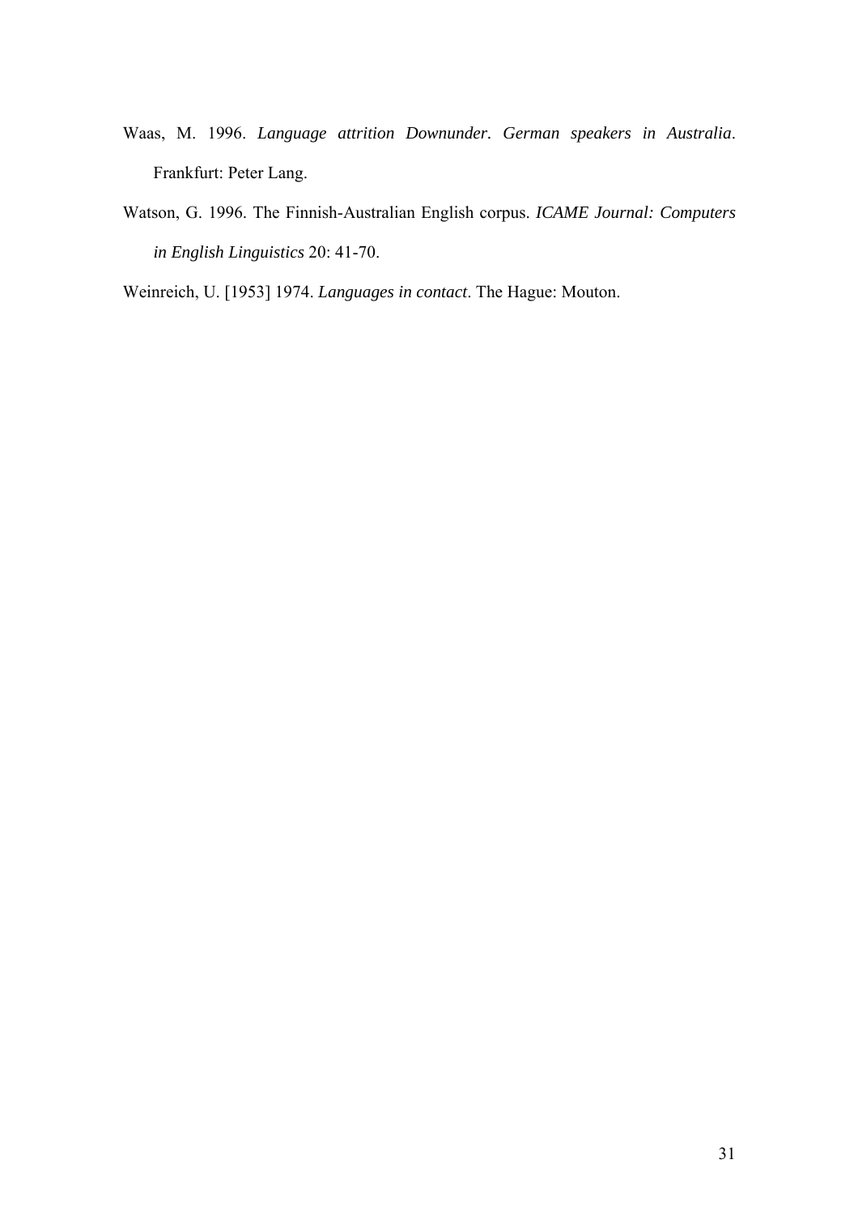Waas, M. 1996. *Language attrition Downunder. German speakers in Australia*. Frankfurt: Peter Lang.

Watson, G. 1996. The Finnish-Australian English corpus. *ICAME Journal: Computers in English Linguistics* 20: 41-70.

Weinreich, U. [1953] 1974. *Languages in contact*. The Hague: Mouton.